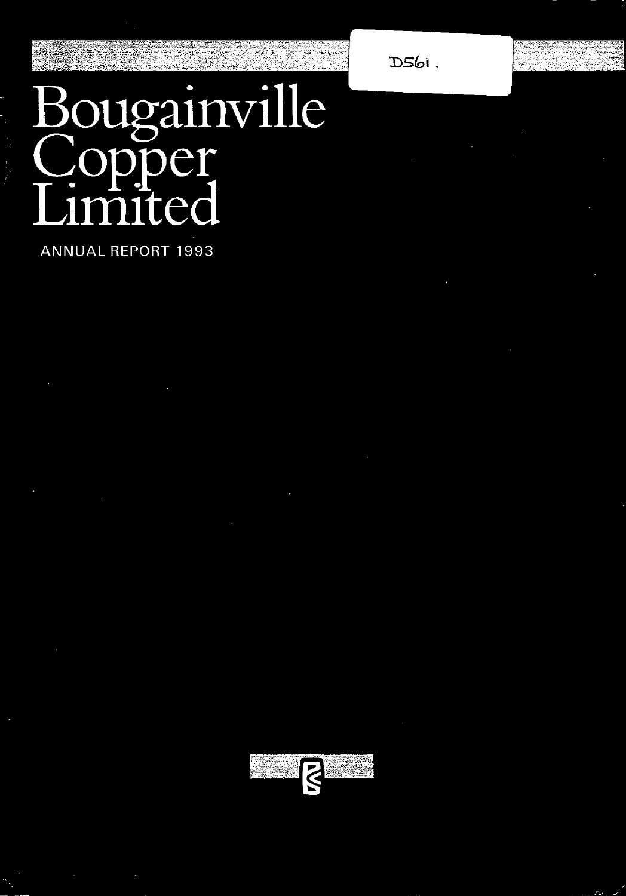D561.

# Bougainville Copper Limited

ANNUAL REPORT 1993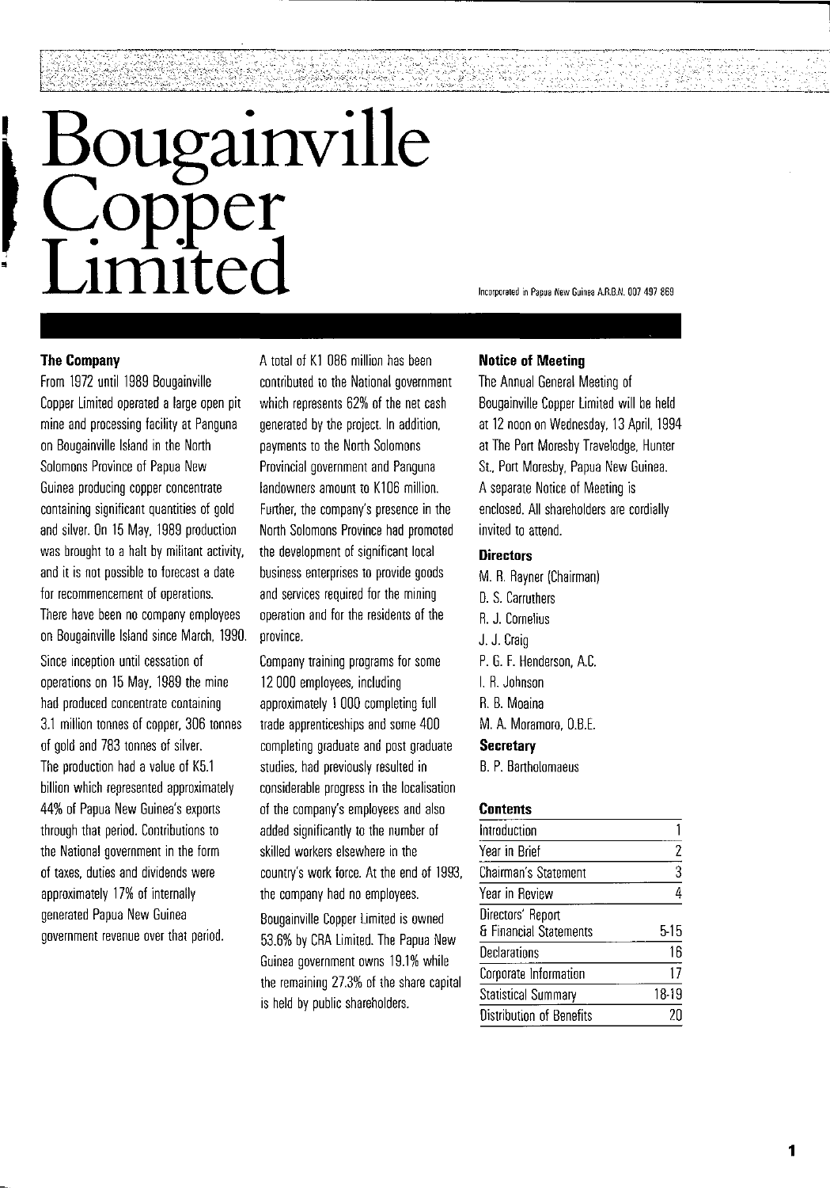# Bougainville Copper Limited

Incorporated in Papua New Guinea A.R.B.N. 007 497 869

### The Company

From 1972 until 1989 Bougainville Copper Limited operated a large open pit mine and processing facility at Panguna on Bougainville Island in the North Solomons Province of Papua New Guinea producing copper concentrate containing significant quantities of gold and silver. On 15 May, 1989 production was brought to a halt by militant activity, and it is not possible to forecast a date for recommencement of operations. There have been no company employees on Bougainville Island since March, 1990.

Since inception until cessation of operations on 15 May, 1989 the mine had produced concentrate containing 3.1 million tonnes of copper, 306 tonnes of gold and 783 tonnes of silver. The production had a value of K5.1 billion which represented approximately 44% of Papua New Guinea's exports through that period. Contributions to the National government in the form of taxes, duties and dividends were approximately 17% of internally generated Papua New Guinea government revenue over that period.

A total of K1 086 million has been contributed to the National government which represents 62% of the net cash generated by the project. In addition, payments to the North Solomons Provincial government and Panguna landowners amount to K106 million. Further, the company's presence in the North Solomons Province had promoted the development of significant local business enterprises to provide goods and services required for the mining operation and for the residents of the province.

Company training programs for some 12 000 employees, including approximately 1 000 completing full trade apprenticeships and some 400 completing graduate and post graduate studies, had previously resulted in considerable progress in the localisation of the company's employees and also added significantly to the number of skilled workers elsewhere in the country's work force. At the end of 1993, the company had no employees.

Bougainville Copper Limited is owned 53.6% by CRA Limited. The Papua New Guinea government owns 19.1% while the remaining 27.3% of the share capital is held by public shareholders.

### Notice of Meeting

The Annual General Meeting of Bougainville Copper Limited will be held at 12 noon on Wednesday, 13 April, 1994 at The Port Moresby Travelodge, Hunter St., Port Moresby, Papua New Guinea. A separate Notice of Meeting is enclosed. All shareholders are cordially invited to attend.

### Directors

M. R. Rayner (Chairman)
D. S. Carruthers
R. J. Cornelius
J. J. Craig
P. G. F. Henderson, A.C.
I. R. Johnson
R. B. Moaina
M. A. Moramoro, O.B.E.

### Secretary

B. P. Bartholomaeus

### Contents

| Contents | |
|---|---|
| Introduction | 1 |
| Year in Brief | 2 |
| Chairman's Statement | 3 |
| Year in Review | 4 |
| Directors' Report & Financial Statements | 5-15 |
| Declarations | 16 |
| Corporate Information | 17 |
| Statistical Summary | 18-19 |
| Distribution of Benefits | 20 |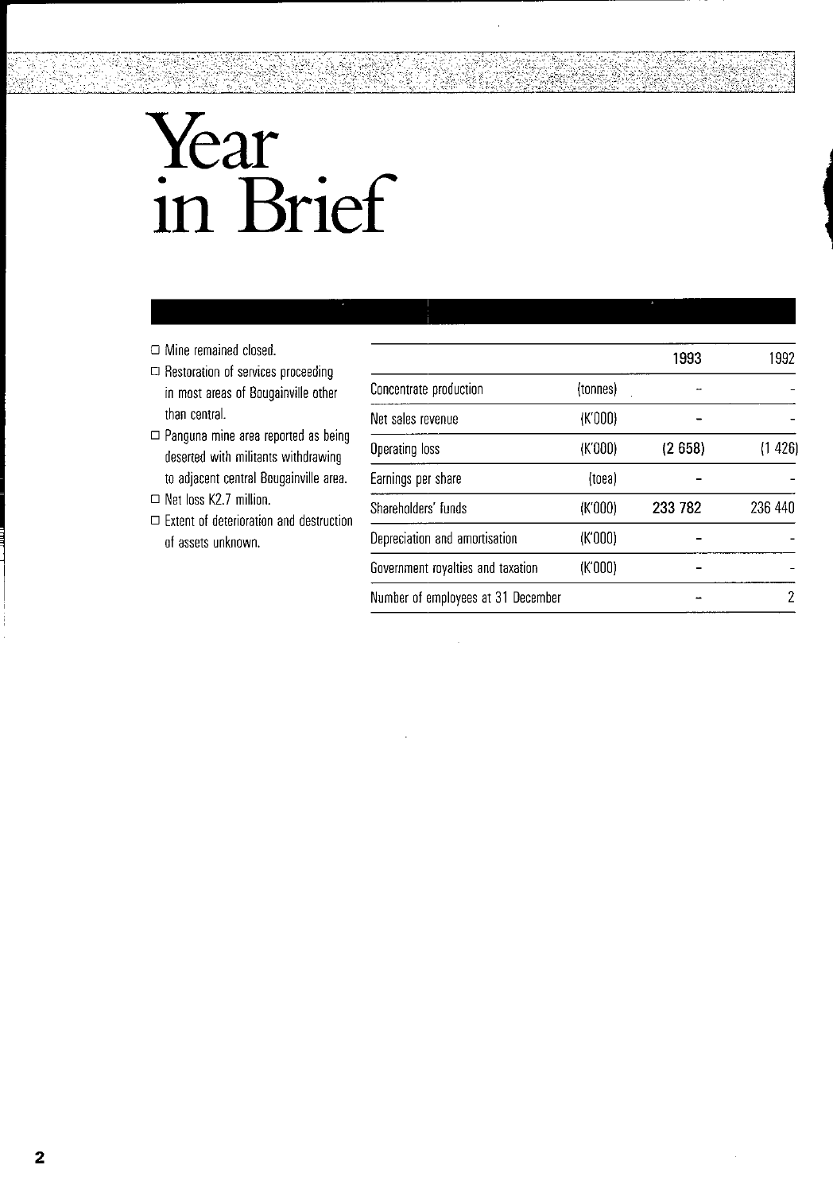# Year in Brief

- ☐ Mine remained closed.
- ☐ Restoration of services proceeding in most areas of Bougainville other than central.
- ☐ Panguna mine area reported as being deserted with militants withdrawing to adjacent central Bougainville area.
- ☐ Net loss K2.7 million.
- ☐ Extent of deterioration and destruction of assets unknown.

| | | **1993** | 1992 |
|---|---|---|---|
| Concentrate production | (tonnes) | – | – |
| Net sales revenue | (K'000) | – | – |
| Operating loss | (K'000) | **(2 658)** | (1 426) |
| Earnings per share | (toea) | – | – |
| Shareholders' funds | (K'000) | **233 782** | 236 440 |
| Depreciation and amortisation | (K'000) | – | – |
| Government royalties and taxation | (K'000) | – | – |
| Number of employees at 31 December | | – | 2 |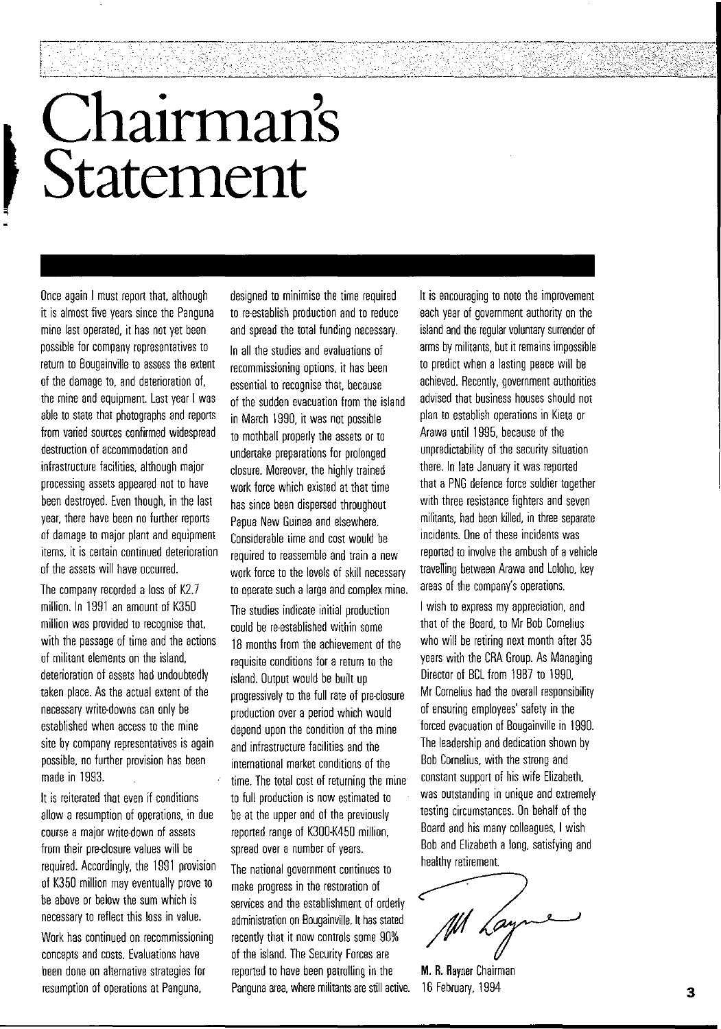# Chairman's Statement

Once again I must report that, although it is almost five years since the Panguna mine last operated, it has not yet been possible for company representatives to return to Bougainville to assess the extent of the damage to, and deterioration of, the mine and equipment. Last year I was able to state that photographs and reports from varied sources confirmed widespread destruction of accommodation and infrastructure facilities, although major processing assets appeared not to have been destroyed. Even though, in the last year, there have been no further reports of damage to major plant and equipment items, it is certain continued deterioration of the assets will have occurred.

The company recorded a loss of K2.7 million. In 1991 an amount of K350 million was provided to recognise that, with the passage of time and the actions of militant elements on the island, deterioration of assets had undoubtedly taken place. As the actual extent of the necessary write-downs can only be established when access to the mine site by company representatives is again possible, no further provision has been made in 1993.

It is reiterated that even if conditions allow a resumption of operations, in due course a major write-down of assets from their pre-closure values will be required. Accordingly, the 1991 provision of K350 million may eventually prove to be above or below the sum which is necessary to reflect this loss in value.

Work has continued on recommissioning concepts and costs. Evaluations have been done on alternative strategies for resumption of operations at Panguna, designed to minimise the time required to re-establish production and to reduce and spread the total funding necessary.

In all the studies and evaluations of recommissioning options, it has been essential to recognise that, because of the sudden evacuation from the island in March 1990, it was not possible to mothball properly the assets or to undertake preparations for prolonged closure. Moreover, the highly trained work force which existed at that time has since been dispersed throughout Papua New Guinea and elsewhere. Considerable time and cost would be required to reassemble and train a new work force to the levels of skill necessary to operate such a large and complex mine.

The studies indicate initial production could be re-established within some 18 months from the achievement of the requisite conditions for a return to the island. Output would be built up progressively to the full rate of pre-closure production over a period which would depend upon the condition of the mine and infrastructure facilities and the international market conditions of the time. The total cost of returning the mine to full production is now estimated to be at the upper end of the previously reported range of K300-K450 million, spread over a number of years.

The national government continues to make progress in the restoration of services and the establishment of orderly administration on Bougainville. It has stated recently that it now controls some 90% of the island. The Security Forces are reported to have been patrolling in the Panguna area, where militants are still active.

It is encouraging to note the improvement each year of government authority on the island and the regular voluntary surrender of arms by militants, but it remains impossible to predict when a lasting peace will be achieved. Recently, government authorities advised that business houses should not plan to establish operations in Kieta or Arawa until 1995, because of the unpredictability of the security situation there. In late January it was reported that a PNG defence force soldier together with three resistance fighters and seven militants, had been killed, in three separate incidents. One of these incidents was reported to involve the ambush of a vehicle travelling between Arawa and Loloho, key areas of the company's operations.

I wish to express my appreciation, and that of the Board, to Mr Bob Cornelius who will be retiring next month after 35 years with the CRA Group. As Managing Director of BCL from 1987 to 1990, Mr Cornelius had the overall responsibility of ensuring employees' safety in the forced evacuation of Bougainville in 1990. The leadership and dedication shown by Bob Cornelius, with the strong and constant support of his wife Elizabeth, was outstanding in unique and extremely testing circumstances. On behalf of the Board and his many colleagues, I wish Bob and Elizabeth a long, satisfying and healthy retirement.

**M. R. Rayner** Chairman
16 February, 1994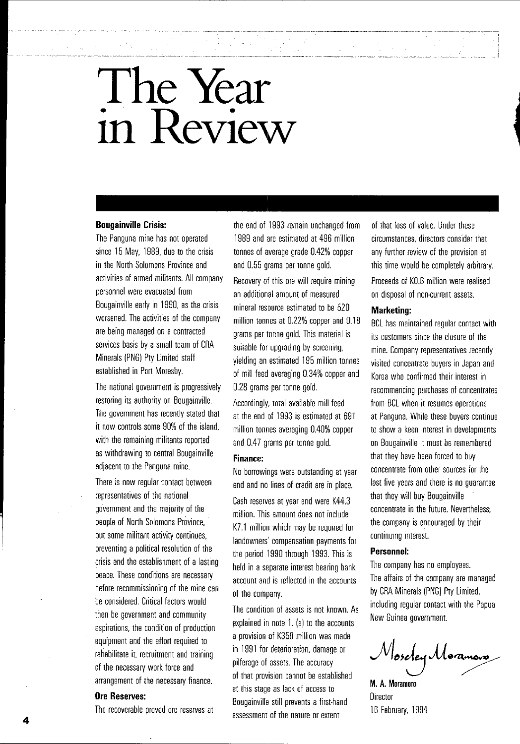# The Year in Review

**Bougainville Crisis:**

The Panguna mine has not operated since 15 May, 1989, due to the crisis in the North Solomons Province and activities of armed militants. All company personnel were evacuated from Bougainville early in 1990, as the crisis worsened. The activities of the company are being managed on a contracted services basis by a small team of CRA Minerals (PNG) Pty Limited staff established in Port Moresby.

The national government is progressively restoring its authority on Bougainville. The government has recently stated that it now controls some 90% of the island, with the remaining militants reported as withdrawing to central Bougainville adjacent to the Panguna mine.

There is now regular contact between representatives of the national government and the majority of the people of North Solomons Province, but some militant activity continues, preventing a political resolution of the crisis and the establishment of a lasting peace. These conditions are necessary before recommissioning of the mine can be considered. Critical factors would then be government and community aspirations, the condition of production equipment and the effort required to rehabilitate it, recruitment and training of the necessary work force and arrangement of the necessary finance.

**Ore Reserves:**

The recoverable proved ore reserves at the end of 1993 remain unchanged from 1989 and are estimated at 496 million tonnes of average grade 0.42% copper and 0.55 grams per tonne gold.

Recovery of this ore will require mining an additional amount of measured mineral resource estimated to be 520 million tonnes at 0.22% copper and 0.18 grams per tonne gold. This material is suitable for upgrading by screening, yielding an estimated 195 million tonnes of mill feed averaging 0.34% copper and 0.28 grams per tonne gold.

Accordingly, total available mill feed at the end of 1993 is estimated at 691 million tonnes averaging 0.40% copper and 0.47 grams per tonne gold.

**Finance:**

No borrowings were outstanding at year end and no lines of credit are in place.

Cash reserves at year end were K44.3 million. This amount does not include K7.1 million which may be required for landowners' compensation payments for the period 1990 through 1993. This is held in a separate interest bearing bank account and is reflected in the accounts of the company.

The condition of assets is not known. As explained in note 1. (a) to the accounts a provision of K350 million was made in 1991 for deterioration, damage or pilferage of assets. The accuracy of that provision cannot be established at this stage as lack of access to Bougainville still prevents a first-hand assessment of the nature or extent of that loss of value. Under these circumstances, directors consider that any further review of the provision at this time would be completely arbitrary.

Proceeds of K0.6 million were realised on disposal of non-current assets.

**Marketing:**

BCL has maintained regular contact with its customers since the closure of the mine. Company representatives recently visited concentrate buyers in Japan and Korea who confirmed their interest in recommencing purchases of concentrates from BCL when it resumes operations at Panguna. While these buyers continue to show a keen interest in developments on Bougainville it must be remembered that they have been forced to buy concentrate from other sources for the last five years and there is no guarantee that they will buy Bougainville concentrate in the future. Nevertheless, the company is encouraged by their continuing interest.

**Personnel:**

The company has no employees.

The affairs of the company are managed by CRA Minerals (PNG) Pty Limited, including regular contact with the Papua New Guinea government.

*Mosley Moramoro*

**M. A. Moramoro**
Director
16 February, 1994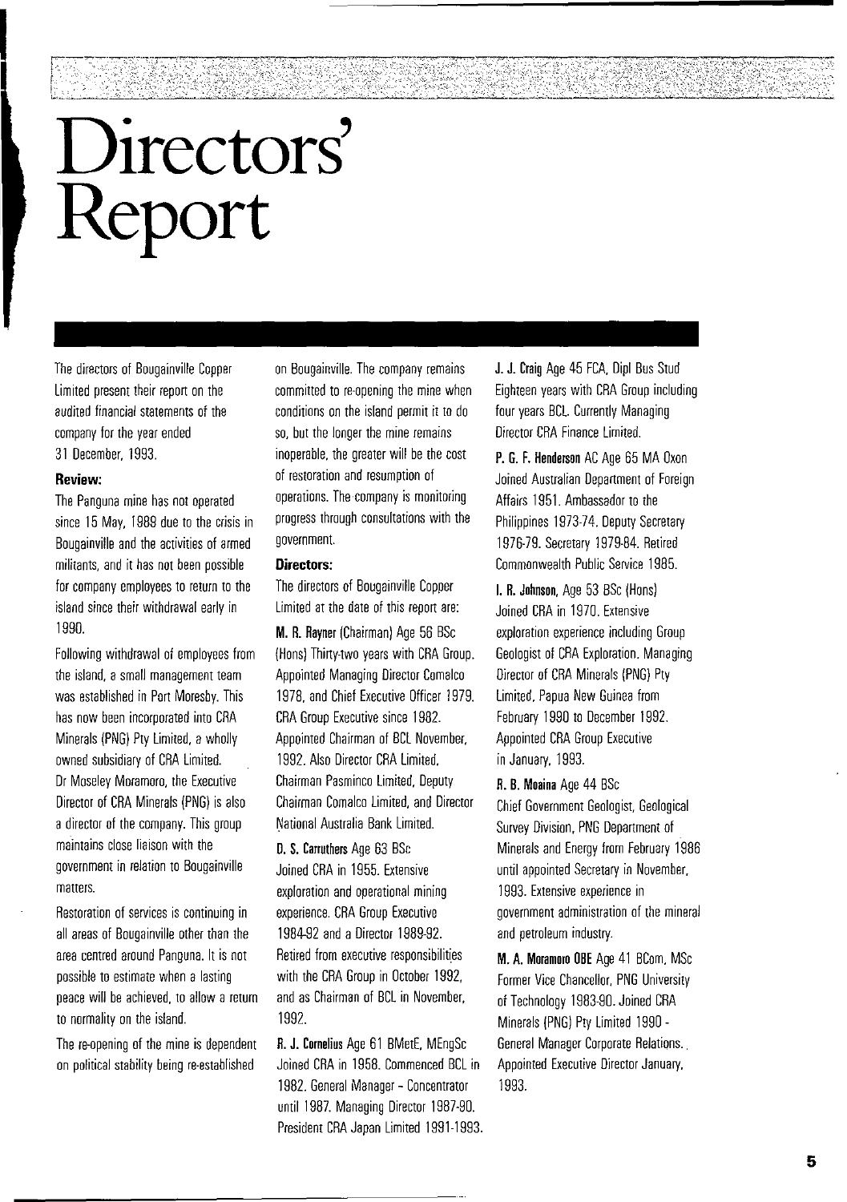# Directors' Report

The directors of Bougainville Copper Limited present their report on the audited financial statements of the company for the year ended 31 December, 1993.

### Review:

The Panguna mine has not operated since 15 May, 1989 due to the crisis in Bougainville and the activities of armed militants, and it has not been possible for company employees to return to the island since their withdrawal early in 1990.

Following withdrawal of employees from the island, a small management team was established in Port Moresby. This has now been incorporated into CRA Minerals (PNG) Pty Limited, a wholly owned subsidiary of CRA Limited. Dr Moseley Moramoro, the Executive Director of CRA Minerals (PNG) is also a director of the company. This group maintains close liaison with the government in relation to Bougainville matters.

Restoration of services is continuing in all areas of Bougainville other than the area centred around Panguna. It is not possible to estimate when a lasting peace will be achieved, to allow a return to normality on the island.

The re-opening of the mine is dependent on political stability being re-established on Bougainville. The company remains committed to re-opening the mine when conditions on the island permit it to do so, but the longer the mine remains inoperable, the greater will be the cost of restoration and resumption of operations. The company is monitoring progress through consultations with the government.

### Directors:

The directors of Bougainville Copper Limited at the date of this report are:

**M. R. Rayner** (Chairman) Age 56 BSc (Hons) Thirty-two years with CRA Group. Appointed Managing Director Comalco 1978, and Chief Executive Officer 1979. CRA Group Executive since 1982. Appointed Chairman of BCL November, 1992. Also Director CRA Limited, Chairman Pasminco Limited, Deputy Chairman Comalco Limited, and Director National Australia Bank Limited.

**D. S. Carruthers** Age 63 BSc Joined CRA in 1955. Extensive exploration and operational mining experience. CRA Group Executive 1984-92 and a Director 1989-92. Retired from executive responsibilities with the CRA Group in October 1992, and as Chairman of BCL in November, 1992.

**R. J. Cornelius** Age 61 BMetE, MEngSc Joined CRA in 1958. Commenced BCL in 1982. General Manager - Concentrator until 1987. Managing Director 1987-90. President CRA Japan Limited 1991-1993.

**J. J. Craig** Age 45 FCA, Dipl Bus Stud Eighteen years with CRA Group including four years BCL. Currently Managing Director CRA Finance Limited.

**P. G. F. Henderson** AC Age 65 MA Oxon Joined Australian Department of Foreign Affairs 1951. Ambassador to the Philippines 1973-74. Deputy Secretary 1976-79. Secretary 1979-84. Retired Commonwealth Public Service 1985.

**I. R. Johnson**, Age 53 BSc (Hons) Joined CRA in 1970. Extensive exploration experience including Group Geologist of CRA Exploration. Managing Director of CRA Minerals (PNG) Pty Limited, Papua New Guinea from February 1990 to December 1992. Appointed CRA Group Executive in January, 1993.

**R. B. Moaina** Age 44 BSc Chief Government Geologist, Geological Survey Division, PNG Department of Minerals and Energy from February 1986 until appointed Secretary in November, 1993. Extensive experience in government administration of the mineral and petroleum industry.

**M. A. Moramoro OBE** Age 41 BCom, MSc Former Vice Chancellor, PNG University of Technology 1983-90. Joined CRA Minerals (PNG) Pty Limited 1990 - General Manager Corporate Relations. Appointed Executive Director January, 1993.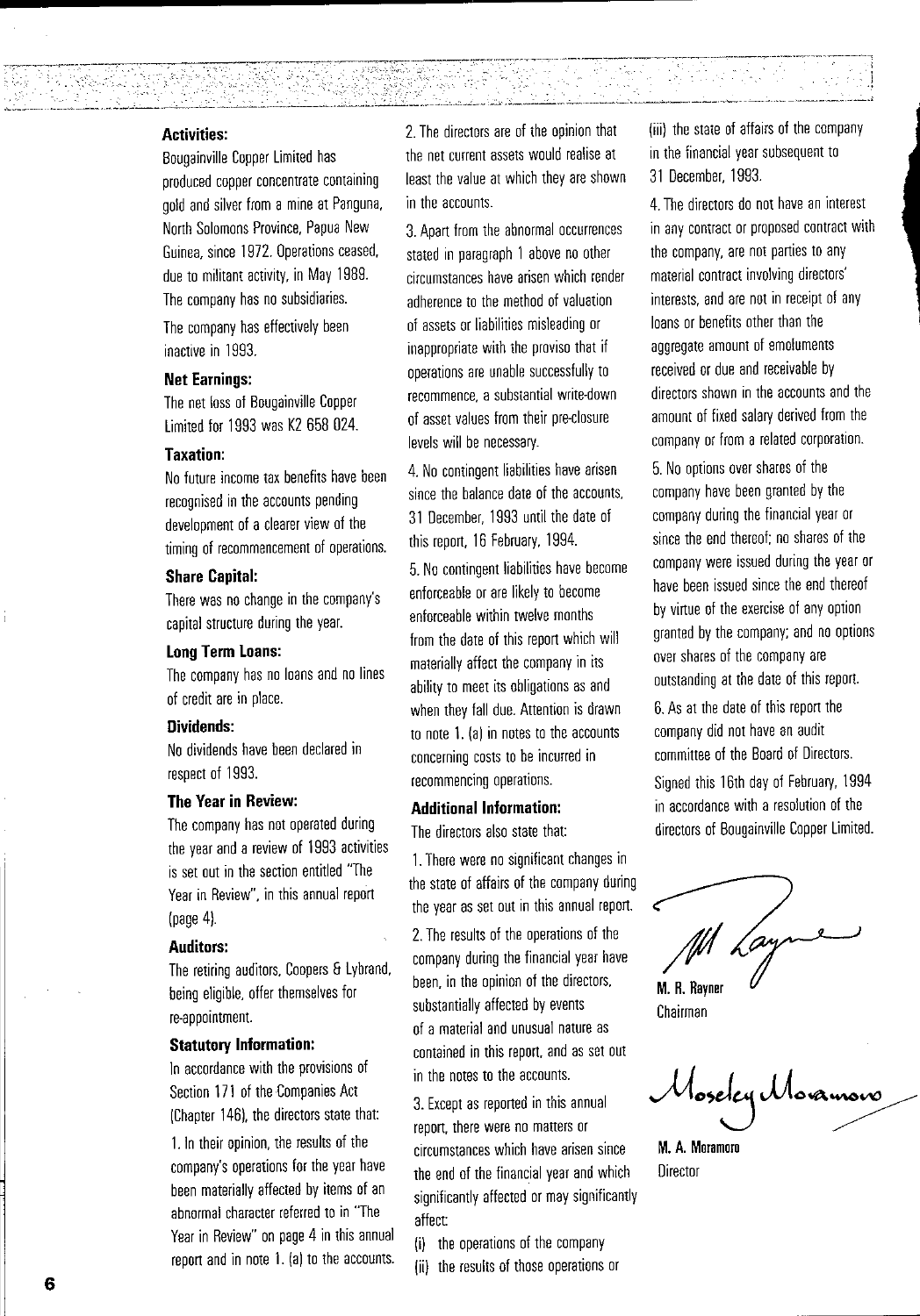### Activities:

Bougainville Copper Limited has produced copper concentrate containing gold and silver from a mine at Panguna, North Solomons Province, Papua New Guinea, since 1972. Operations ceased, due to militant activity, in May 1989. The company has no subsidiaries.

The company has effectively been inactive in 1993.

### Net Earnings:

The net loss of Bougainville Copper Limited for 1993 was K2 658 024.

### Taxation:

No future income tax benefits have been recognised in the accounts pending development of a clearer view of the timing of recommencement of operations.

### Share Capital:

There was no change in the company's capital structure during the year.

### Long Term Loans:

The company has no loans and no lines of credit are in place.

### Dividends:

No dividends have been declared in respect of 1993.

### The Year in Review:

The company has not operated during the year and a review of 1993 activities is set out in the section entitled "The Year in Review", in this annual report (page 4).

### Auditors:

The retiring auditors, Coopers & Lybrand, being eligible, offer themselves for re-appointment.

### Statutory Information:

In accordance with the provisions of Section 171 of the Companies Act (Chapter 146), the directors state that:

1. In their opinion, the results of the company's operations for the year have been materially affected by items of an abnormal character referred to in "The Year in Review" on page 4 in this annual report and in note 1. (a) to the accounts.

2. The directors are of the opinion that the net current assets would realise at least the value at which they are shown in the accounts.

3. Apart from the abnormal occurrences stated in paragraph 1 above no other circumstances have arisen which render adherence to the method of valuation of assets or liabilities misleading or inappropriate with the proviso that if operations are unable successfully to recommence, a substantial write-down of asset values from their pre-closure levels will be necessary.

4. No contingent liabilities have arisen since the balance date of the accounts, 31 December, 1993 until the date of this report, 16 February, 1994.

5. No contingent liabilities have become enforceable or are likely to become enforceable within twelve months from the date of this report which will materially affect the company in its ability to meet its obligations as and when they fall due. Attention is drawn to note 1. (a) in notes to the accounts concerning costs to be incurred in recommencing operations.

### Additional Information:

The directors also state that:

1. There were no significant changes in the state of affairs of the company during the year as set out in this annual report.

2. The results of the operations of the company during the financial year have been, in the opinion of the directors, substantially affected by events of a material and unusual nature as contained in this report, and as set out in the notes to the accounts.

3. Except as reported in this annual report, there were no matters or circumstances which have arisen since the end of the financial year and which significantly affected or may significantly affect:

(i) the operations of the company
(ii) the results of those operations or
(iii) the state of affairs of the company in the financial year subsequent to 31 December, 1993.

4. The directors do not have an interest in any contract or proposed contract with the company, are not parties to any material contract involving directors' interests, and are not in receipt of any loans or benefits other than the aggregate amount of emoluments received or due and receivable by directors shown in the accounts and the amount of fixed salary derived from the company or from a related corporation.

5. No options over shares of the company have been granted by the company during the financial year or since the end thereof; no shares of the company were issued during the year or have been issued since the end thereof by virtue of the exercise of any option granted by the company; and no options over shares of the company are outstanding at the date of this report.

6. As at the date of this report the company did not have an audit committee of the Board of Directors.

Signed this 16th day of February, 1994 in accordance with a resolution of the directors of Bougainville Copper Limited.

**M. R. Rayner**
Chairman

**M. A. Moramoro**
Director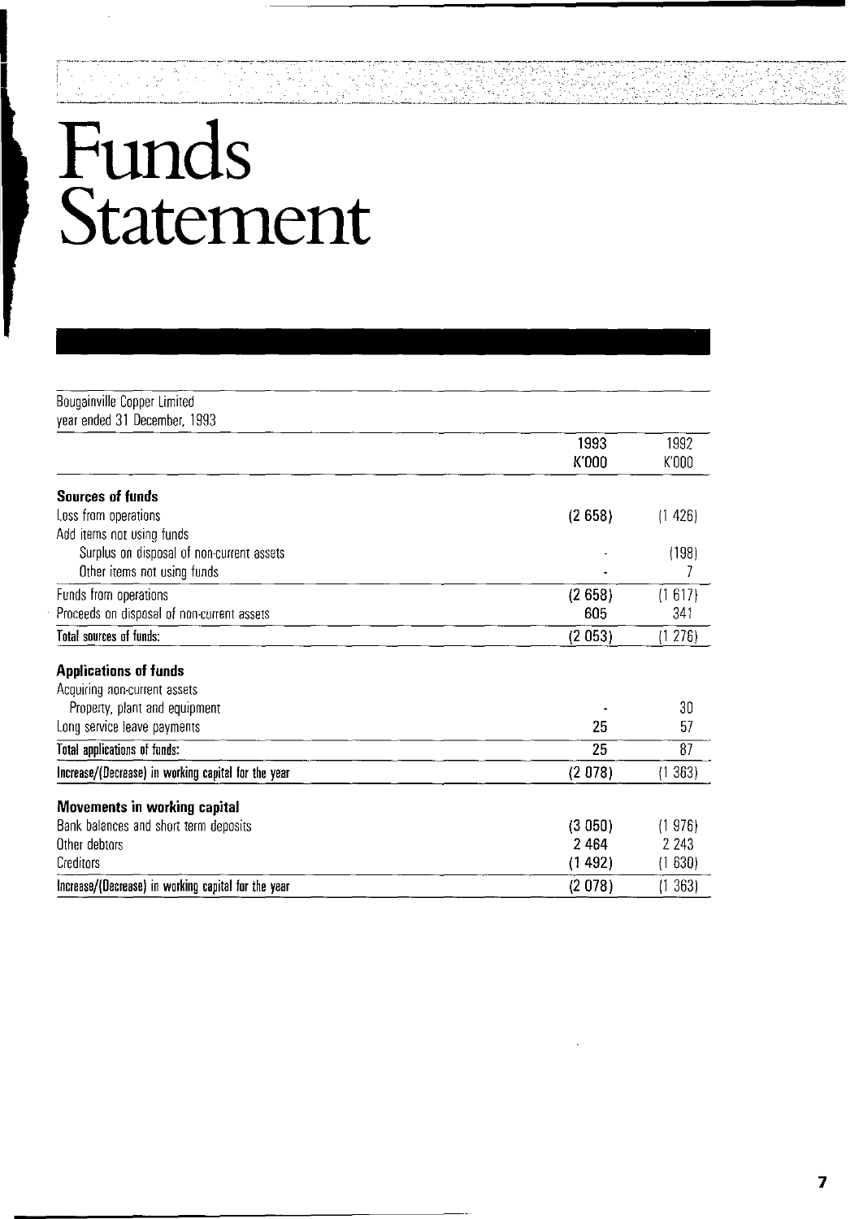# Funds Statement

| Bougainville Copper Limited<br>year ended 31 December, 1993 | 1993<br>K'000 | 1992<br>K'000 |
|---|---|---|
| **Sources of funds** | | |
| Loss from operations | (2 658) | (1 426) |
| Add items not using funds | | |
| Surplus on disposal of non-current assets | - | (198) |
| Other items not using funds | - | 7 |
| Funds from operations | (2 658) | (1 617) |
| Proceeds on disposal of non-current assets | 605 | 341 |
| **Total sources of funds:** | **(2 053)** | **(1 276)** |
| **Applications of funds** | | |
| Acquiring non-current assets | | |
| Property, plant and equipment | - | 30 |
| Long service leave payments | 25 | 57 |
| **Total applications of funds:** | **25** | **87** |
| **Increase/(Decrease) in working capital for the year** | **(2 078)** | **(1 363)** |
| **Movements in working capital** | | |
| Bank balances and short term deposits | (3 050) | (1 976) |
| Other debtors | 2 464 | 2 243 |
| Creditors | (1 492) | (1 630) |
| **Increase/(Decrease) in working capital for the year** | **(2 078)** | **(1 363)** |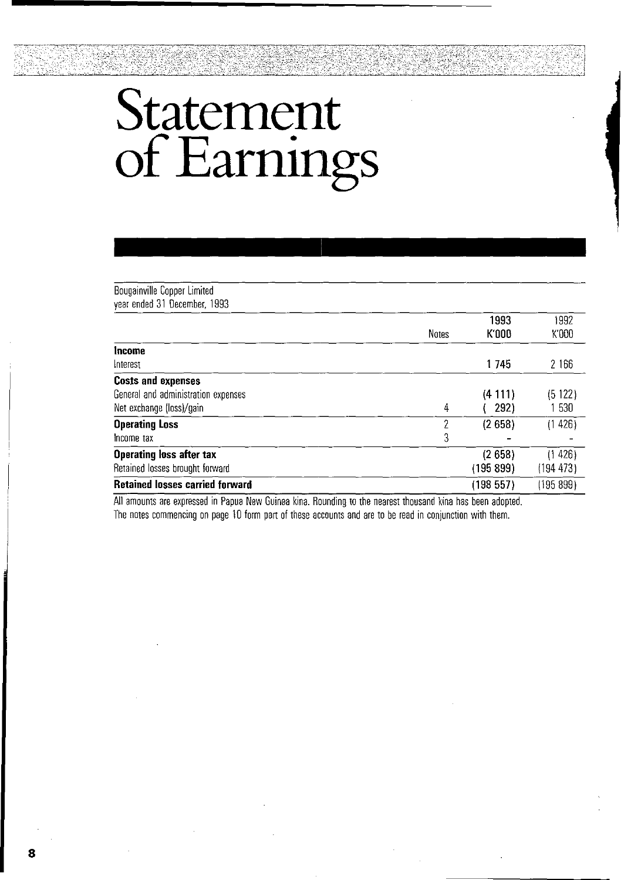# Statement of Earnings

Bougainville Copper Limited
year ended 31 December, 1993

| | Notes | 1993 K'000 | 1992 K'000 |
|---|---|---|---|
| **Income** | | | |
| Interest | | 1 745 | 2 166 |
| **Costs and expenses** | | | |
| General and administration expenses | | (4 111) | (5 122) |
| Net exchange (loss)/gain | 4 | ( 292) | 1 530 |
| **Operating Loss** | 2 | (2 658) | (1 426) |
| Income tax | 3 | - | - |
| **Operating loss after tax** | | (2 658) | (1 426) |
| Retained losses brought forward | | (195 899) | (194 473) |
| **Retained losses carried forward** | | (198 557) | (195 899) |

All amounts are expressed in Papua New Guinea kina. Rounding to the nearest thousand kina has been adopted.
The notes commencing on page 10 form part of these accounts and are to be read in conjunction with them.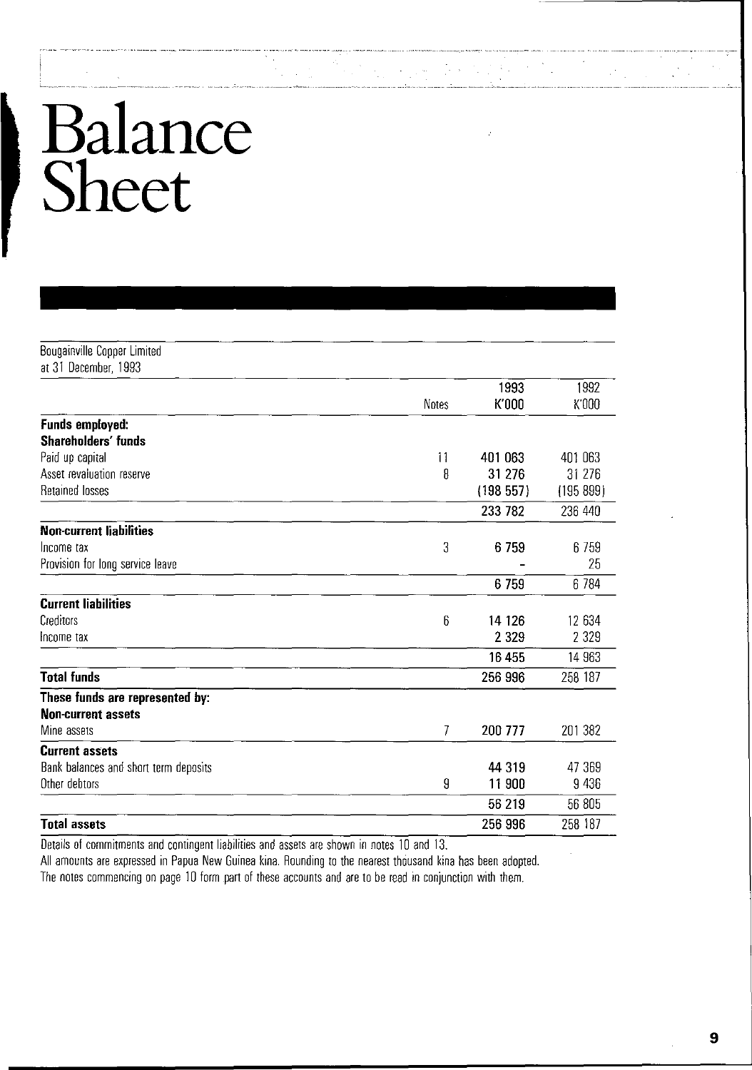# Balance Sheet

Bougainville Copper Limited
at 31 December, 1993

| | Notes | 1993 K'000 | 1992 K'000 |
|---|---|---|---|
| **Funds employed:** | | | |
| **Shareholders' funds** | | | |
| Paid up capital | 11 | 401 063 | 401 063 |
| Asset revaluation reserve | 8 | 31 276 | 31 276 |
| Retained losses | | (198 557) | (195 899) |
| | | 233 782 | 236 440 |
| **Non-current liabilities** | | | |
| Income tax | 3 | 6 759 | 6 759 |
| Provision for long service leave | | - | 25 |
| | | 6 759 | 6 784 |
| **Current liabilities** | | | |
| Creditors | 6 | 14 126 | 12 634 |
| Income tax | | 2 329 | 2 329 |
| | | 16 455 | 14 963 |
| **Total funds** | | 256 996 | 258 187 |
| **These funds are represented by:** | | | |
| **Non-current assets** | | | |
| Mine assets | 7 | 200 777 | 201 382 |
| **Current assets** | | | |
| Bank balances and short term deposits | | 44 319 | 47 369 |
| Other debtors | 9 | 11 900 | 9 436 |
| | | 56 219 | 56 805 |
| **Total assets** | | 256 996 | 258 187 |

Details of commitments and contingent liabilities and assets are shown in notes 10 and 13.

All amounts are expressed in Papua New Guinea kina. Rounding to the nearest thousand kina has been adopted.

The notes commencing on page 10 form part of these accounts and are to be read in conjunction with them.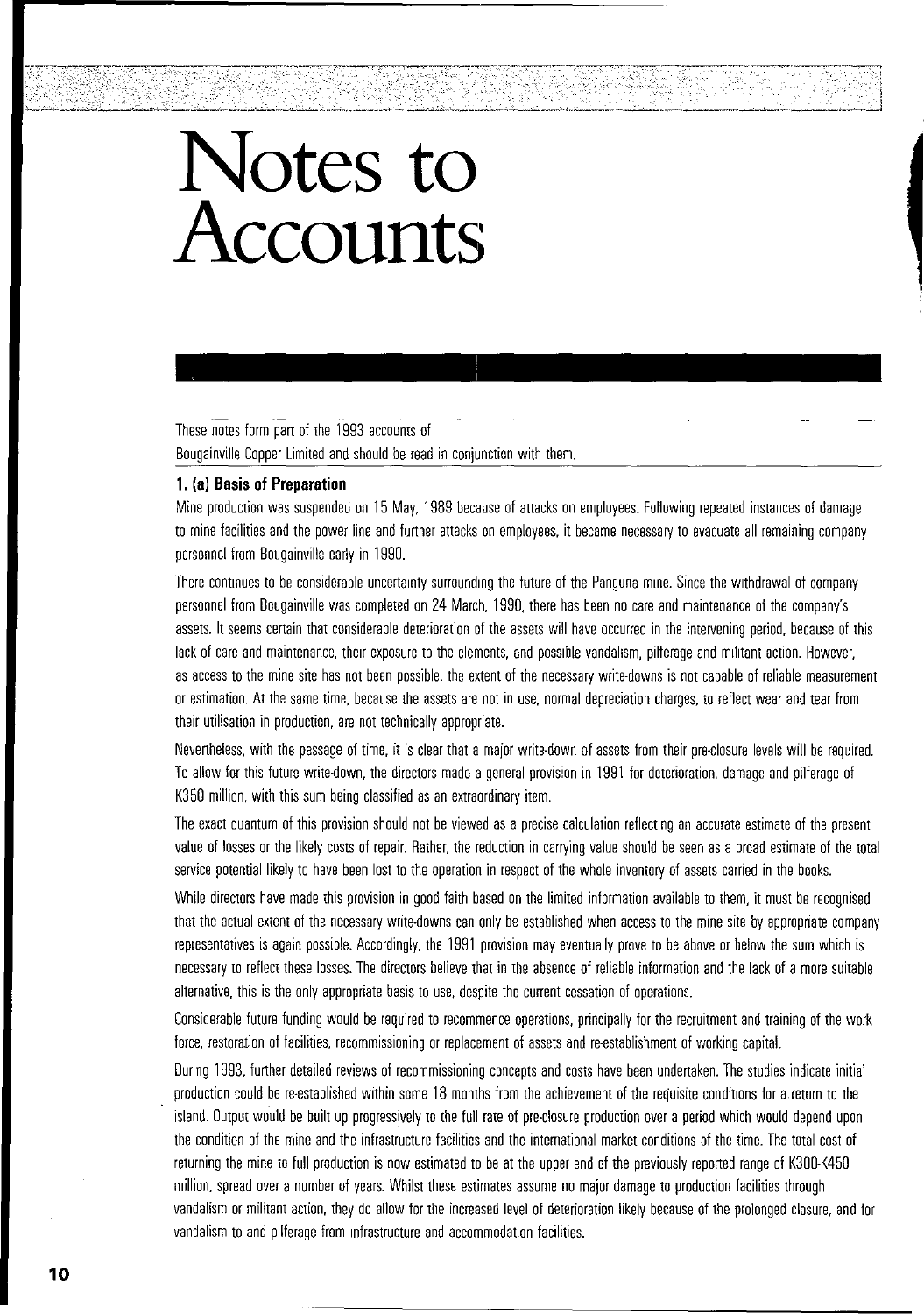# Notes to Accounts

These notes form part of the 1993 accounts of
Bougainville Copper Limited and should be read in conjunction with them.

### 1. (a) Basis of Preparation

Mine production was suspended on 15 May, 1989 because of attacks on employees. Following repeated instances of damage to mine facilities and the power line and further attacks on employees, it became necessary to evacuate all remaining company personnel from Bougainville early in 1990.

There continues to be considerable uncertainty surrounding the future of the Panguna mine. Since the withdrawal of company personnel from Bougainville was completed on 24 March, 1990, there has been no care and maintenance of the company's assets. It seems certain that considerable deterioration of the assets will have occurred in the intervening period, because of this lack of care and maintenance, their exposure to the elements, and possible vandalism, pilferage and militant action. However, as access to the mine site has not been possible, the extent of the necessary write-downs is not capable of reliable measurement or estimation. At the same time, because the assets are not in use, normal depreciation charges, to reflect wear and tear from their utilisation in production, are not technically appropriate.

Nevertheless, with the passage of time, it is clear that a major write-down of assets from their pre-closure levels will be required. To allow for this future write-down, the directors made a general provision in 1991 for deterioration, damage and pilferage of K350 million, with this sum being classified as an extraordinary item.

The exact quantum of this provision should not be viewed as a precise calculation reflecting an accurate estimate of the present value of losses or the likely costs of repair. Rather, the reduction in carrying value should be seen as a broad estimate of the total service potential likely to have been lost to the operation in respect of the whole inventory of assets carried in the books.

While directors have made this provision in good faith based on the limited information available to them, it must be recognised that the actual extent of the necessary write-downs can only be established when access to the mine site by appropriate company representatives is again possible. Accordingly, the 1991 provision may eventually prove to be above or below the sum which is necessary to reflect these losses. The directors believe that in the absence of reliable information and the lack of a more suitable alternative, this is the only appropriate basis to use, despite the current cessation of operations.

Considerable future funding would be required to recommence operations, principally for the recruitment and training of the work force, restoration of facilities, recommissioning or replacement of assets and re-establishment of working capital.

During 1993, further detailed reviews of recommissioning concepts and costs have been undertaken. The studies indicate initial production could be re-established within some 18 months from the achievement of the requisite conditions for a return to the island. Output would be built up progressively to the full rate of pre-closure production over a period which would depend upon the condition of the mine and the infrastructure facilities and the international market conditions of the time. The total cost of returning the mine to full production is now estimated to be at the upper end of the previously reported range of K300-K450 million, spread over a number of years. Whilst these estimates assume no major damage to production facilities through vandalism or militant action, they do allow for the increased level of deterioration likely because of the prolonged closure, and for vandalism to and pilferage from infrastructure and accommodation facilities.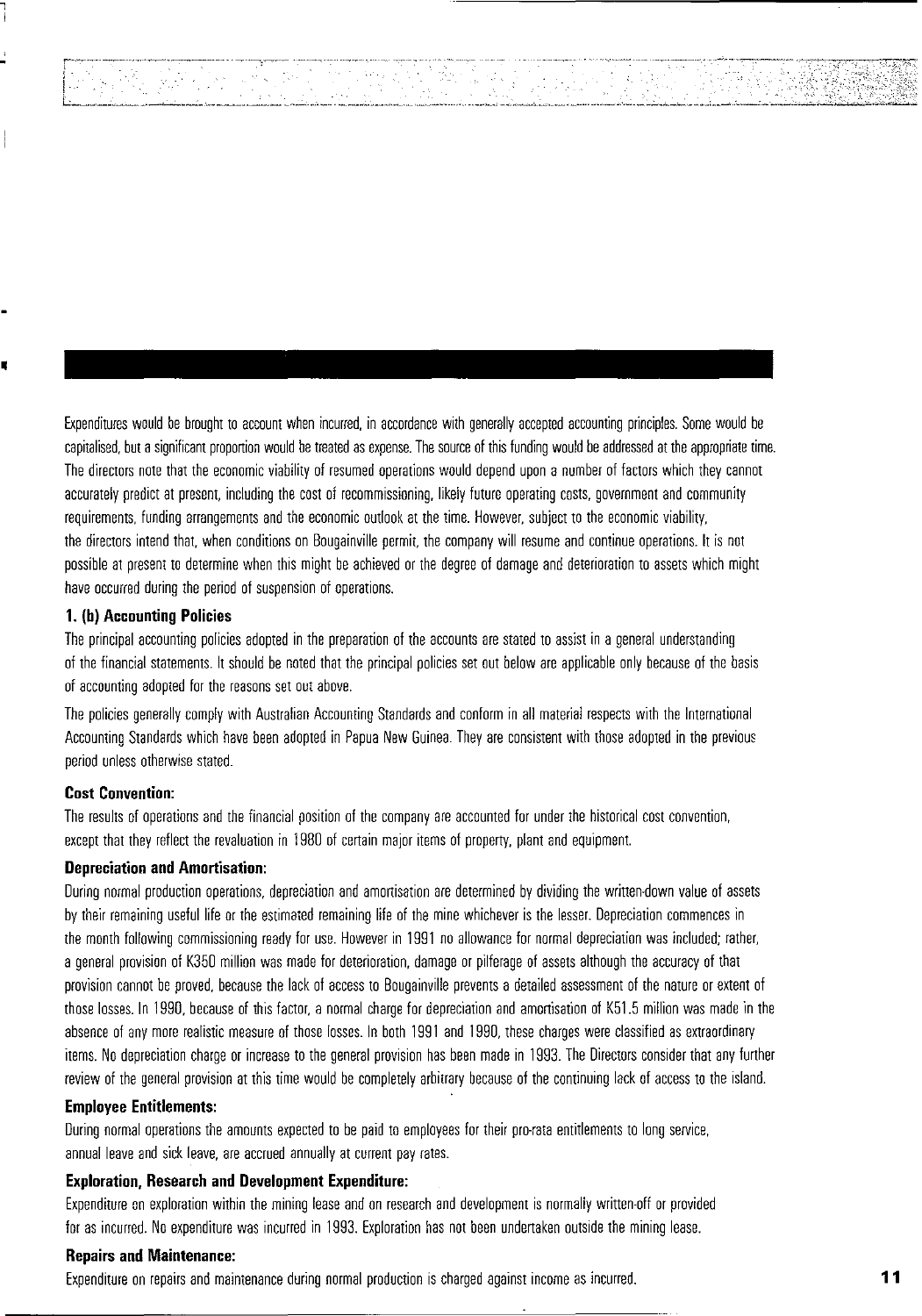Expenditures would be brought to account when incurred, in accordance with generally accepted accounting principles. Some would be capitalised, but a significant proportion would be treated as expense. The source of this funding would be addressed at the appropriate time. The directors note that the economic viability of resumed operations would depend upon a number of factors which they cannot accurately predict at present, including the cost of recommissioning, likely future operating costs, government and community requirements, funding arrangements and the economic outlook at the time. However, subject to the economic viability, the directors intend that, when conditions on Bougainville permit, the company will resume and continue operations. It is not possible at present to determine when this might be achieved or the degree of damage and deterioration to assets which might have occurred during the period of suspension of operations.

### 1. (b) Accounting Policies

The principal accounting policies adopted in the preparation of the accounts are stated to assist in a general understanding of the financial statements. It should be noted that the principal policies set out below are applicable only because of the basis of accounting adopted for the reasons set out above.

The policies generally comply with Australian Accounting Standards and conform in all material respects with the International Accounting Standards which have been adopted in Papua New Guinea. They are consistent with those adopted in the previous period unless otherwise stated.

#### Cost Convention:

The results of operations and the financial position of the company are accounted for under the historical cost convention, except that they reflect the revaluation in 1980 of certain major items of property, plant and equipment.

#### Depreciation and Amortisation:

During normal production operations, depreciation and amortisation are determined by dividing the written-down value of assets by their remaining useful life or the estimated remaining life of the mine whichever is the lesser. Depreciation commences in the month following commissioning ready for use. However in 1991 no allowance for normal depreciation was included; rather, a general provision of K350 million was made for deterioration, damage or pilferage of assets although the accuracy of that provision cannot be proved, because the lack of access to Bougainville prevents a detailed assessment of the nature or extent of those losses. In 1990, because of this factor, a normal charge for depreciation and amortisation of K51.5 million was made in the absence of any more realistic measure of those losses. In both 1991 and 1990, these charges were classified as extraordinary items. No depreciation charge or increase to the general provision has been made in 1993. The Directors consider that any further review of the general provision at this time would be completely arbitrary because of the continuing lack of access to the island.

#### Employee Entitlements:

During normal operations the amounts expected to be paid to employees for their pro-rata entitlements to long service, annual leave and sick leave, are accrued annually at current pay rates.

#### Exploration, Research and Development Expenditure:

Expenditure on exploration within the mining lease and on research and development is normally written-off or provided for as incurred. No expenditure was incurred in 1993. Exploration has not been undertaken outside the mining lease.

#### Repairs and Maintenance:

Expenditure on repairs and maintenance during normal production is charged against income as incurred.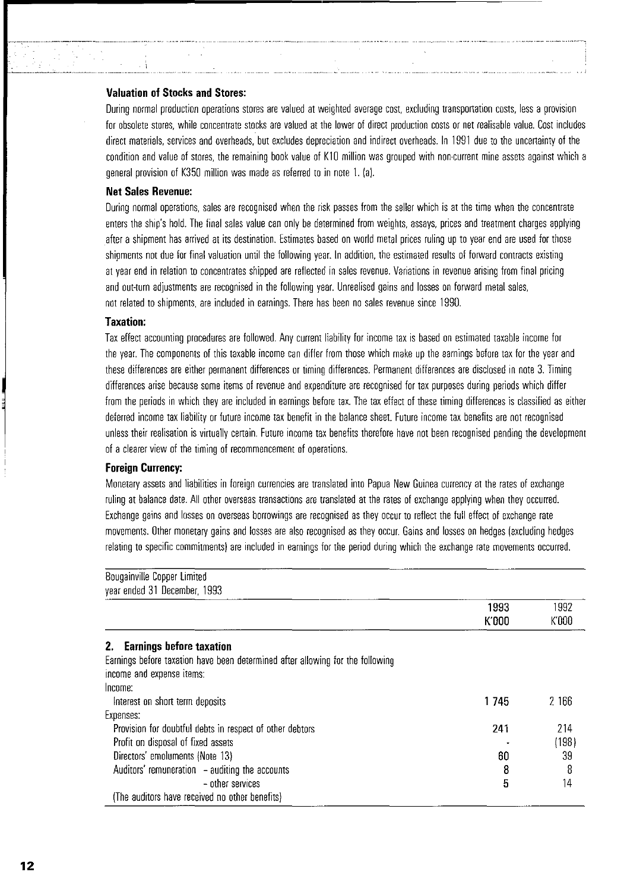### Valuation of Stocks and Stores:

During normal production operations stores are valued at weighted average cost, excluding transportation costs, less a provision for obsolete stores, while concentrate stocks are valued at the lower of direct production costs or net realisable value. Cost includes direct materials, services and overheads, but excludes depreciation and indirect overheads. In 1991 due to the uncertainty of the condition and value of stores, the remaining book value of K10 million was grouped with non-current mine assets against which a general provision of K350 million was made as referred to in note 1. (a).

### Net Sales Revenue:

During normal operations, sales are recognised when the risk passes from the seller which is at the time when the concentrate enters the ship's hold. The final sales value can only be determined from weights, assays, prices and treatment charges applying after a shipment has arrived at its destination. Estimates based on world metal prices ruling up to year end are used for those shipments not due for final valuation until the following year. In addition, the estimated results of forward contracts existing at year end in relation to concentrates shipped are reflected in sales revenue. Variations in revenue arising from final pricing and out-turn adjustments are recognised in the following year. Unrealised gains and losses on forward metal sales, not related to shipments, are included in earnings. There has been no sales revenue since 1990.

### Taxation:

Tax effect accounting procedures are followed. Any current liability for income tax is based on estimated taxable income for the year. The components of this taxable income can differ from those which make up the earnings before tax for the year and these differences are either permanent differences or timing differences. Permanent differences are disclosed in note 3. Timing differences arise because some items of revenue and expenditure are recognised for tax purposes during periods which differ from the periods in which they are included in earnings before tax. The tax effect of these timing differences is classified as either deferred income tax liability or future income tax benefit in the balance sheet. Future income tax benefits are not recognised unless their realisation is virtually certain. Future income tax benefits therefore have not been recognised pending the development of a clearer view of the timing of recommencement of operations.

### Foreign Currency:

Monetary assets and liabilities in foreign currencies are translated into Papua New Guinea currency at the rates of exchange ruling at balance date. All other overseas transactions are translated at the rates of exchange applying when they occurred. Exchange gains and losses on overseas borrowings are recognised as they occur to reflect the full effect of exchange rate movements. Other monetary gains and losses are also recognised as they occur. Gains and losses on hedges (excluding hedges relating to specific commitments) are included in earnings for the period during which the exchange rate movements occurred.

Bougainville Copper Limited
year ended 31 December, 1993

| | 1993 K'000 | 1992 K'000 |
|---|---|---|
| **2. Earnings before taxation** | | |
| Earnings before taxation have been determined after allowing for the following income and expense items: | | |
| Income: | | |
| Interest on short term deposits | 1 745 | 2 166 |
| Expenses: | | |
| Provision for doubtful debts in respect of other debtors | 241 | 214 |
| Profit on disposal of fixed assets | - | (198) |
| Directors' emoluments (Note 13) | 60 | 39 |
| Auditors' remuneration - auditing the accounts | 8 | 8 |
| - other services | 5 | 14 |
| (The auditors have received no other benefits) | | |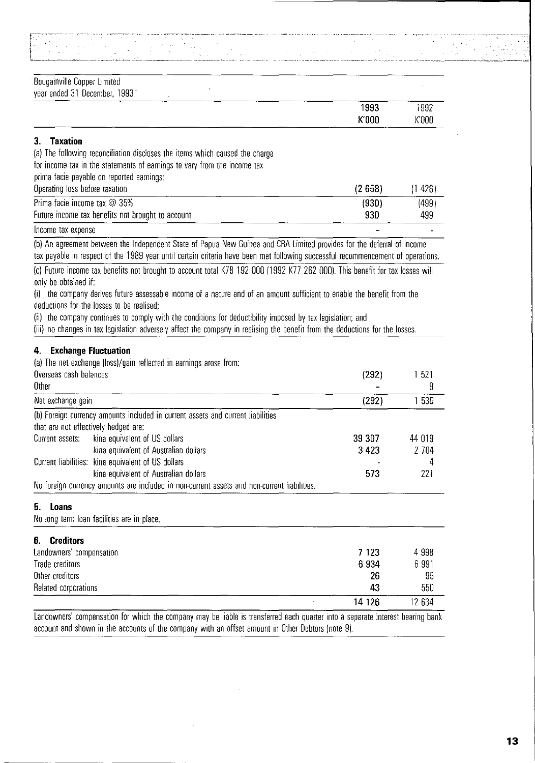Bougainville Copper Limited
year ended 31 December, 1993

| | 1993 K'000 | 1992 K'000 |
|---|---|---|

## 3. Taxation

(a) The following reconciliation discloses the items which caused the charge for income tax in the statements of earnings to vary from the income tax prima facie payable on reported earnings:

| | 1993 K'000 | 1992 K'000 |
|---|---|---|
| Operating loss before taxation | (2 658) | (1 426) |
| Prima facie income tax @ 35% | (930) | (499) |
| Future income tax benefits not brought to account | 930 | 499 |
| Income tax expense | - | - |

(b) An agreement between the Independent State of Papua New Guinea and CRA Limited provides for the deferral of income tax payable in respect of the 1989 year until certain criteria have been met following successful recommencement of operations.

(c) Future income tax benefits not brought to account total K78 192 000 (1992 K77 262 000). This benefit for tax losses will only be obtained if:

(i) the company derives future assessable income of a nature and of an amount sufficient to enable the benefit from the deductions for the losses to be realised;

(ii) the company continues to comply with the conditions for deductibility imposed by tax legislation; and

(iii) no changes in tax legislation adversely affect the company in realising the benefit from the deductions for the losses.

## 4. Exchange Fluctuation

(a) The net exchange (loss)/gain reflected in earnings arose from:

| | 1993 K'000 | 1992 K'000 |
|---|---|---|
| Overseas cash balances | (292) | 1 521 |
| Other | - | 9 |
| Net exchange gain | (292) | 1 530 |

(b) Foreign currency amounts included in current assets and current liabilities that are not effectively hedged are:

| | | 1993 K'000 | 1992 K'000 |
|---|---|---|---|
| Current assets: | kina equivalent of US dollars | 39 307 | 44 019 |
| | kina equivalent of Australian dollars | 3 423 | 2 704 |
| Current liabilities: | kina equivalent of US dollars | - | 4 |
| | kina equivalent of Australian dollars | 573 | 221 |

No foreign currency amounts are included in non-current assets and non-current liabilities.

## 5. Loans

No long term loan facilities are in place.

## 6. Creditors

| | 1993 K'000 | 1992 K'000 |
|---|---|---|
| Landowners' compensation | 7 123 | 4 998 |
| Trade creditors | 6 934 | 6 991 |
| Other creditors | 26 | 95 |
| Related corporations | 43 | 550 |
| | 14 126 | 12 634 |

Landowners' compensation for which the company may be liable is transferred each quarter into a separate interest bearing bank account and shown in the accounts of the company with an offset amount in Other Debtors (note 9).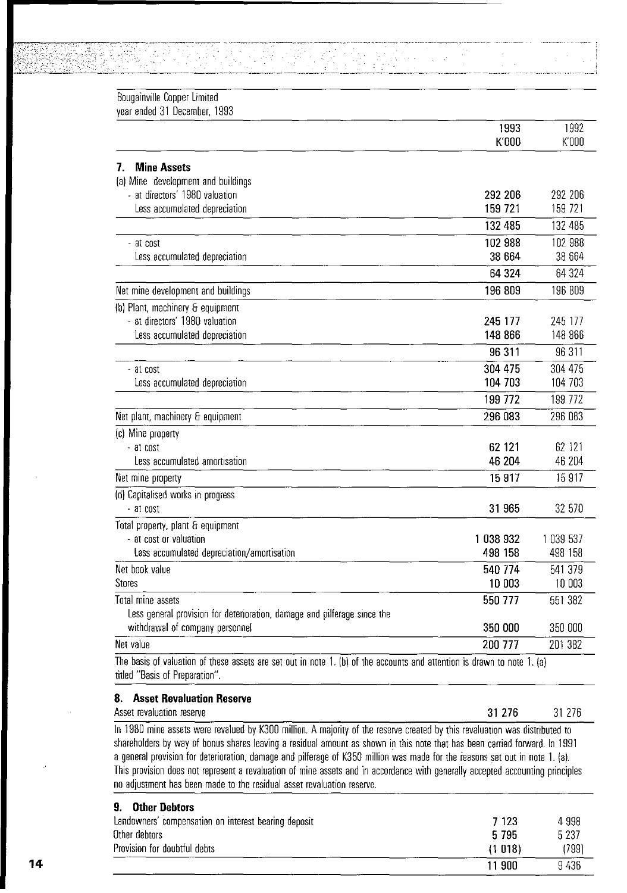Bougainville Copper Limited
year ended 31 December, 1993

| | 1993 K'000 | 1992 K'000 |
|---|---|---|
| **7. Mine Assets** | | |
| (a) Mine development and buildings | | |
| - at directors' 1980 valuation | 292 206 | 292 206 |
| Less accumulated depreciation | 159 721 | 159 721 |
| | 132 485 | 132 485 |
| - at cost | 102 988 | 102 988 |
| Less accumulated depreciation | 38 664 | 38 664 |
| | 64 324 | 64 324 |
| Net mine development and buildings | 196 809 | 196 809 |
| (b) Plant, machinery & equipment | | |
| - at directors' 1980 valuation | 245 177 | 245 177 |
| Less accumulated depreciation | 148 866 | 148 866 |
| | 96 311 | 96 311 |
| - at cost | 304 475 | 304 475 |
| Less accumulated depreciation | 104 703 | 104 703 |
| | 199 772 | 199 772 |
| Net plant, machinery & equipment | 296 083 | 296 083 |
| (c) Mine property | | |
| - at cost | 62 121 | 62 121 |
| Less accumulated amortisation | 46 204 | 46 204 |
| Net mine property | 15 917 | 15 917 |
| (d) Capitalised works in progress | | |
| - at cost | 31 965 | 32 570 |
| Total property, plant & equipment | | |
| - at cost or valuation | 1 038 932 | 1 039 537 |
| Less accumulated depreciation/amortisation | 498 158 | 498 158 |
| Net book value | 540 774 | 541 379 |
| Stores | 10 003 | 10 003 |
| Total mine assets | 550 777 | 551 382 |
| Less general provision for deterioration, damage and pilferage since the withdrawal of company personnel | 350 000 | 350 000 |
| Net value | 200 777 | 201 382 |

The basis of valuation of these assets are set out in note 1. (b) of the accounts and attention is drawn to note 1. (a) titled "Basis of Preparation".

### 8. Asset Revaluation Reserve

| | 1993 K'000 | 1992 K'000 |
|---|---|---|
| Asset revaluation reserve | 31 276 | 31 276 |

In 1980 mine assets were revalued by K300 million. A majority of the reserve created by this revaluation was distributed to shareholders by way of bonus shares leaving a residual amount as shown in this note that has been carried forward. In 1991 a general provision for deterioration, damage and pilferage of K350 million was made for the reasons set out in note 1. (a). This provision does not represent a revaluation of mine assets and in accordance with generally accepted accounting principles no adjustment has been made to the residual asset revaluation reserve.

### 9. Other Debtors

| | 1993 K'000 | 1992 K'000 |
|---|---|---|
| Landowners' compensation on interest bearing deposit | 7 123 | 4 998 |
| Other debtors | 5 795 | 5 237 |
| Provision for doubtful debts | (1 018) | (799) |
| | 11 900 | 9 436 |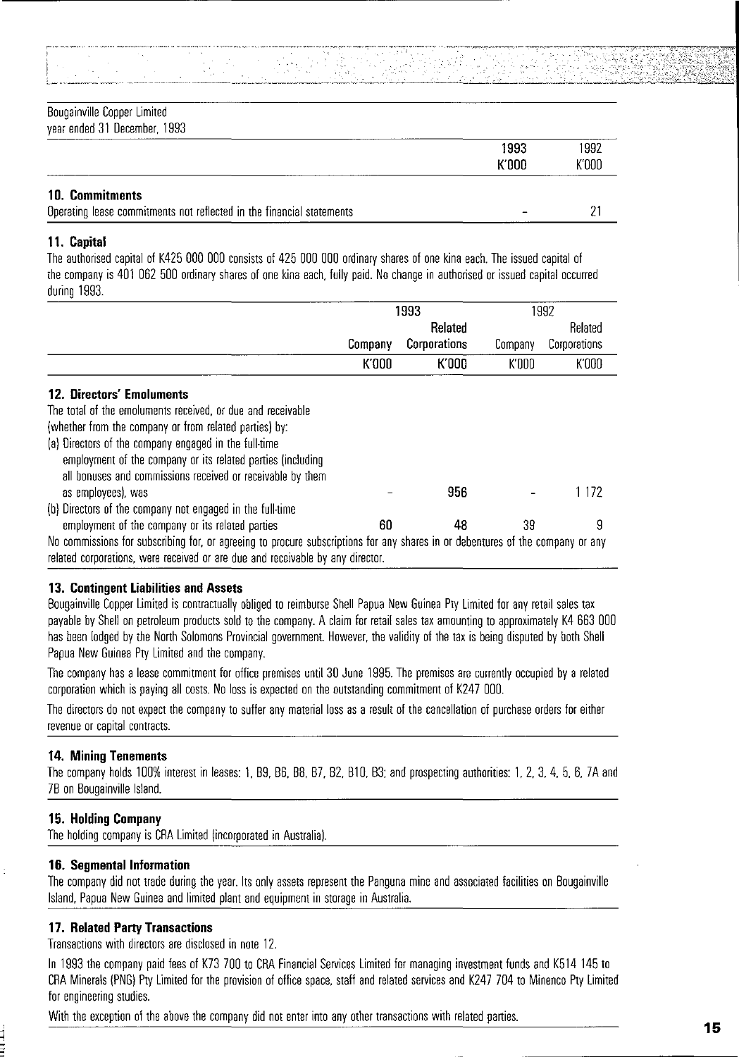Bougainville Copper Limited
year ended 31 December, 1993

| | 1993 K'000 | 1992 K'000 |
|---|---|---|
| **10. Commitments** | | |
| Operating lease commitments not reflected in the financial statements | – | 21 |

**11. Capital**

The authorised capital of K425 000 000 consists of 425 000 000 ordinary shares of one kina each. The issued capital of the company is 401 062 500 ordinary shares of one kina each, fully paid. No change in authorised or issued capital occurred during 1993.

| | 1993 | | 1992 | |
|---|---|---|---|---|
| | Company | Related Corporations | Company | Related Corporations |
| | K'000 | K'000 | K'000 | K'000 |
| **12. Directors' Emoluments** | | | | |
| The total of the emoluments received, or due and receivable (whether from the company or from related parties) by: | | | | |
| (a) Directors of the company engaged in the full-time employment of the company or its related parties (including all bonuses and commissions received or receivable by them as employees), was | – | 956 | – | 1 172 |
| (b) Directors of the company not engaged in the full-time employment of the company or its related parties | 60 | 48 | 39 | 9 |

No commissions for subscribing for, or agreeing to procure subscriptions for any shares in or debentures of the company or any related corporations, were received or are due and receivable by any director.

**13. Contingent Liabilities and Assets**

Bougainville Copper Limited is contractually obliged to reimburse Shell Papua New Guinea Pty Limited for any retail sales tax payable by Shell on petroleum products sold to the company. A claim for retail sales tax amounting to approximately K4 663 000 has been lodged by the North Solomons Provincial government. However, the validity of the tax is being disputed by both Shell Papua New Guinea Pty Limited and the company.

The company has a lease commitment for office premises until 30 June 1995. The premises are currently occupied by a related corporation which is paying all costs. No loss is expected on the outstanding commitment of K247 000.

The directors do not expect the company to suffer any material loss as a result of the cancellation of purchase orders for either revenue or capital contracts.

**14. Mining Tenements**

The company holds 100% interest in leases: 1, B9, B6, B8, B7, B2, B10, B3; and prospecting authorities: 1, 2, 3, 4, 5, 6, 7A and 7B on Bougainville Island.

**15. Holding Company**

The holding company is CRA Limited (incorporated in Australia).

**16. Segmental Information**

The company did not trade during the year. Its only assets represent the Panguna mine and associated facilities on Bougainville Island, Papua New Guinea and limited plant and equipment in storage in Australia.

**17. Related Party Transactions**

Transactions with directors are disclosed in note 12.

In 1993 the company paid fees of K73 700 to CRA Financial Services Limited for managing investment funds and K514 145 to CRA Minerals (PNG) Pty Limited for the provision of office space, staff and related services and K247 704 to Minenco Pty Limited for engineering studies.

With the exception of the above the company did not enter into any other transactions with related parties.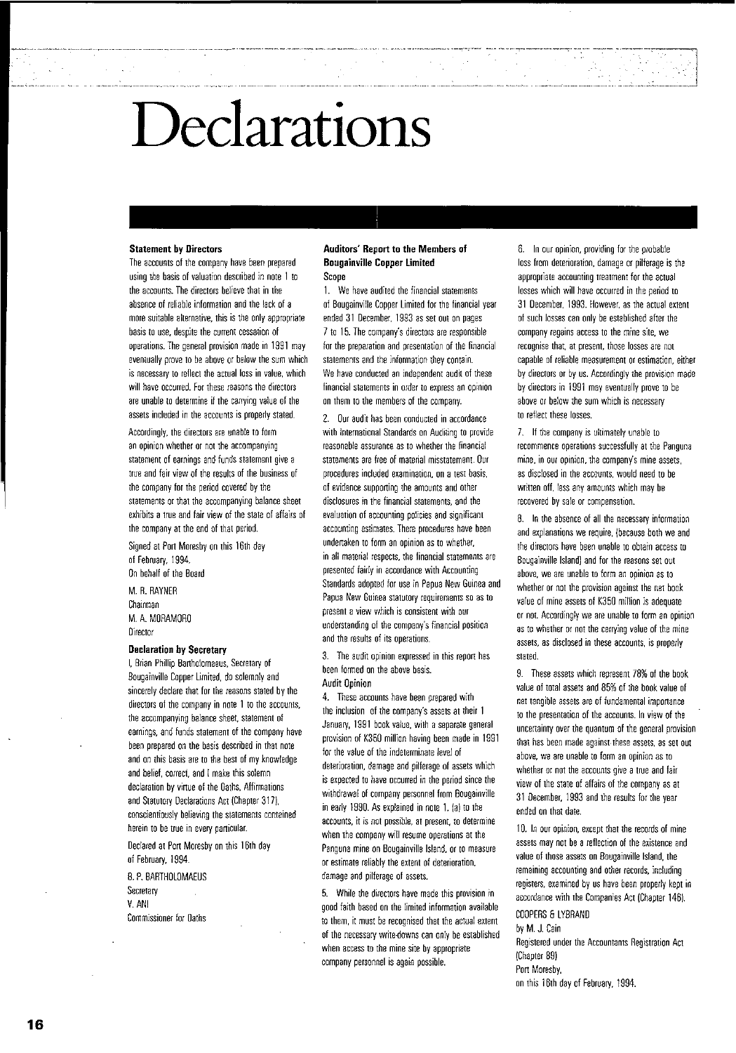# Declarations

### Statement by Directors

The accounts of the company have been prepared using the basis of valuation described in note 1 to the accounts. The directors believe that in the absence of reliable information and the lack of a more suitable alternative, this is the only appropriate basis to use, despite the current cessation of operations. The general provision made in 1991 may eventually prove to be above or below the sum which is necessary to reflect the actual loss in value, which will have occurred. For these reasons the directors are unable to determine if the carrying value of the assets included in the accounts is properly stated.

Accordingly, the directors are unable to form an opinion whether or not the accompanying statement of earnings and funds statement give a true and fair view of the results of the business of the company for the period covered by the statements or that the accompanying balance sheet exhibits a true and fair view of the state of affairs of the company at the end of that period.

Signed at Port Moresby on this 16th day of February, 1994.
On behalf of the Board

M. R. RAYNER
Chairman
M. A. MORAMORO
Director

### Declaration by Secretary

I, Brian Phillip Bartholomaeus, Secretary of Bougainville Copper Limited, do solemnly and sincerely declare that for the reasons stated by the directors of the company in note 1 to the accounts, the accompanying balance sheet, statement of earnings, and funds statement of the company have been prepared on the basis described in that note and on this basis are to the best of my knowledge and belief, correct, and I make this solemn declaration by virtue of the Oaths, Affirmations and Statutory Declarations Act (Chapter 317), conscientiously believing the statements contained herein to be true in every particular.

Declared at Port Moresby on this 16th day of February, 1994.

B. P. BARTHOLOMAEUS
Secretary
V. ANI
Commissioner for Oaths

### Auditors' Report to the Members of Bougainville Copper Limited

**Scope**

1. We have audited the financial statements of Bougainville Copper Limited for the financial year ended 31 December, 1993 as set out on pages 7 to 15. The company's directors are responsible for the preparation and presentation of the financial statements and the information they contain. We have conducted an independent audit of these financial statements in order to express an opinion on them to the members of the company.

2. Our audit has been conducted in accordance with International Standards on Auditing to provide reasonable assurance as to whether the financial statements are free of material misstatement. Our procedures included examination, on a test basis, of evidence supporting the amounts and other disclosures in the financial statements, and the evaluation of accounting policies and significant accounting estimates. These procedures have been undertaken to form an opinion as to whether, in all material respects, the financial statements are presented fairly in accordance with Accounting Standards adopted for use in Papua New Guinea and Papua New Guinea statutory requirements so as to present a view which is consistent with our understanding of the company's financial position and the results of its operations.

3. The audit opinion expressed in this report has been formed on the above basis.

**Audit Opinion**

4. These accounts have been prepared with the inclusion of the company's assets at their 1 January, 1991 book value, with a separate general provision of K350 million having been made in 1991 for the value of the indeterminate level of deterioration, damage and pilferage of assets which is expected to have occurred in the period since the withdrawal of company personnel from Bougainville in early 1990. As explained in note 1. (a) to the accounts, it is not possible, at present, to determine when the company will resume operations at the Panguna mine on Bougainville Island, or to measure or estimate reliably the extent of deterioration, damage and pilferage of assets.

5. While the directors have made this provision in good faith based on the limited information available to them, it must be recognised that the actual extent of the necessary write-downs can only be established when access to the mine site by appropriate company personnel is again possible.

6. In our opinion, providing for the probable loss from deterioration, damage or pilferage is the appropriate accounting treatment for the actual losses which will have occurred in the period to 31 December, 1993. However, as the actual extent of such losses can only be established after the company regains access to the mine site, we recognise that, at present, those losses are not capable of reliable measurement or estimation, either by directors or by us. Accordingly the provision made by directors in 1991 may eventually prove to be above or below the sum which is necessary to reflect these losses.

7. If the company is ultimately unable to recommence operations successfully at the Panguna mine, in our opinion, the company's mine assets, as disclosed in the accounts, would need to be written off, less any amounts which may be recovered by sale or compensation.

8. In the absence of all the necessary information and explanations we require, (because both we and the directors have been unable to obtain access to Bougainville Island) and for the reasons set out above, we are unable to form an opinion as to whether or not the provision against the net book value of mine assets of K350 million is adequate or not. Accordingly we are unable to form an opinion as to whether or not the carrying value of the mine assets, as disclosed in these accounts, is properly stated.

9. These assets which represent 78% of the book value of total assets and 85% of the book value of net tangible assets are of fundamental importance to the presentation of the accounts. In view of the uncertainty over the quantum of the general provision that has been made against these assets, as set out above, we are unable to form an opinion as to whether or not the accounts give a true and fair view of the state of affairs of the company as at 31 December, 1993 and the results for the year ended on that date.

10. In our opinion, except that the records of mine assets may not be a reflection of the existence and value of those assets on Bougainville Island, the remaining accounting and other records, including registers, examined by us have been properly kept in accordance with the Companies Act (Chapter 146).

COOPERS & LYBRAND
by M. J. Cain
Registered under the Accountants Registration Act (Chapter 89)
Port Moresby,
on this 16th day of February, 1994.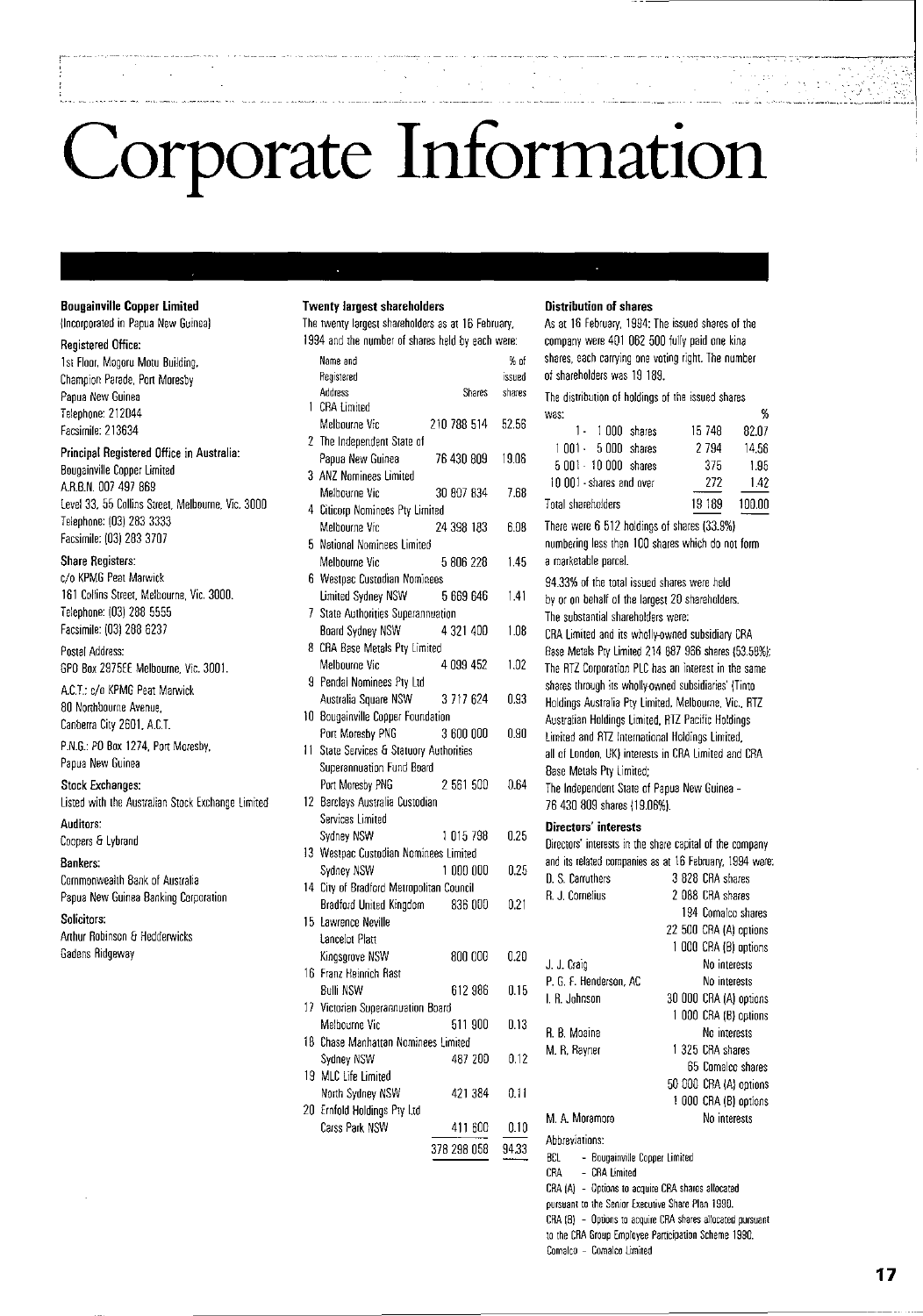# Corporate Information

### Bougainville Copper Limited

(Incorporated in Papua New Guinea)

**Registered Office:**
1st Floor, Mogoru Motu Building,
Champion Parade, Port Moresby
Papua New Guinea
Telephone: 212044
Facsimile: 213634

**Principal Registered Office in Australia:**
Bougainville Copper Limited
A.R.B.N. 007 497 869
Level 33, 55 Collins Street, Melbourne, Vic. 3000
Telephone: (03) 283 3333
Facsimile: (03) 283 3707

**Share Registers:**
c/o KPMG Peat Marwick
161 Collins Street, Melbourne, Vic. 3000.
Telephone: (03) 288 5555
Facsimile: (03) 288 6237

Postal Address:
GPO Box 2975EE Melbourne, Vic. 3001.

A.C.T.: c/o KPMG Peat Marwick
80 Northbourne Avenue,
Canberra City 2601, A.C.T.

P.N.G.: PO Box 1274, Port Moresby,
Papua New Guinea

**Stock Exchanges:**
Listed with the Australian Stock Exchange Limited

**Auditors:**
Coopers & Lybrand

**Bankers:**
Commonwealth Bank of Australia
Papua New Guinea Banking Corporation

**Solicitors:**
Arthur Robinson & Hedderwicks
Gadens Ridgeway

### Twenty largest shareholders

The twenty largest shareholders as at 16 February, 1994 and the number of shares held by each were:

| | Name and Registered Address | Shares | % of issued shares |
|---|---|---|---|
| 1 | CRA Limited Melbourne Vic | 210 788 514 | 52.56 |
| 2 | The Independent State of Papua New Guinea | 76 430 809 | 19.06 |
| 3 | ANZ Nominees Limited Melbourne Vic | 30 807 834 | 7.68 |
| 4 | Citicorp Nominees Pty Limited Melbourne Vic | 24 398 183 | 6.08 |
| 5 | National Nominees Limited Melbourne Vic | 5 806 228 | 1.45 |
| 6 | Westpac Custodian Nominees Limited Sydney NSW | 5 669 646 | 1.41 |
| 7 | State Authorities Superannuation Board Sydney NSW | 4 321 400 | 1.08 |
| 8 | CRA Base Metals Pty Limited Melbourne Vic | 4 099 452 | 1.02 |
| 9 | Pendal Nominees Pty Ltd Australia Square NSW | 3 717 624 | 0.93 |
| 10 | Bougainville Copper Foundation Port Moresby PNG | 3 600 000 | 0.90 |
| 11 | State Services & Statutory Authorities Superannuation Fund Board Port Moresby PNG | 2 561 500 | 0.64 |
| 12 | Barclays Australia Custodian Services Limited Sydney NSW | 1 015 798 | 0.25 |
| 13 | Westpac Custodian Nominees Limited Sydney NSW | 1 000 000 | 0.25 |
| 14 | City of Bradford Metropolitan Council Bradford United Kingdom | 836 000 | 0.21 |
| 15 | Lawrence Neville Lancelot Platt Kingsgrove NSW | 800 000 | 0.20 |
| 16 | Franz Heinrich Rast Bulli NSW | 612 986 | 0.15 |
| 17 | Victorian Superannuation Board Melbourne Vic | 511 900 | 0.13 |
| 18 | Chase Manhattan Nominees Limited Sydney NSW | 487 200 | 0.12 |
| 19 | MLC Life Limited North Sydney NSW | 421 384 | 0.11 |
| 20 | Ernfold Holdings Pty Ltd Carss Park NSW | 411 600 | 0.10 |
| | | 378 298 058 | 94.33 |

### Distribution of shares

As at 16 February, 1994: The issued shares of the company were 401 062 500 fully paid one kina shares, each carrying one voting right. The number of shareholders was 19 189.

The distribution of holdings of the issued shares was:

| | | % |
|---|---|---|
| 1 - 1 000 shares | 15 748 | 82.07 |
| 1 001 - 5 000 shares | 2 794 | 14.56 |
| 5 001 - 10 000 shares | 375 | 1.95 |
| 10 001 - shares and over | 272 | 1.42 |
| Total shareholders | 19 189 | 100.00 |

There were 6 512 holdings of shares (33.9%) numbering less than 100 shares which do not form a marketable parcel.

94.33% of the total issued shares were held by or on behalf of the largest 20 shareholders.

The substantial shareholders were:

CRA Limited and its wholly-owned subsidiary CRA Base Metals Pty Limited 214 887 966 shares (53.58%);

The RTZ Corporation PLC has an interest in the same shares through its wholly-owned subsidiaries' (Tinto Holdings Australia Pty Limited, Melbourne, Vic., RTZ Australian Holdings Limited, RTZ Pacific Holdings Limited and RTZ International Holdings Limited, all of London, UK) interests in CRA Limited and CRA Base Metals Pty Limited;

The Independent State of Papua New Guinea - 76 430 809 shares (19.06%).

### Directors' interests

Directors' interests in the share capital of the company and its related companies as at 16 February, 1994 were:

| | |
|---|---|
| D. S. Carruthers | 3 828 CRA shares |
| R. J. Cornelius | 2 088 CRA shares |
| | 194 Comalco shares |
| | 22 500 CRA (A) options |
| | 1 000 CRA (B) options |
| J. J. Craig | No interests |
| P. G. F. Henderson, AC | No interests |
| I. R. Johnson | 30 000 CRA (A) options |
| | 1 000 CRA (B) options |
| R. B. Moaine | No interests |
| M. R. Reyner | 1 325 CRA shares |
| | 65 Comalco shares |
| | 50 000 CRA (A) options |
| | 1 000 CRA (B) options |
| M. A. Moramoro | No interests |

Abbreviations:

BCL - Bougainville Copper Limited
CRA - CRA Limited
CRA (A) - Options to acquire CRA shares allocated pursuant to the Senior Executive Share Plan 1990.
CRA (B) - Options to acquire CRA shares allocated pursuant to the CRA Group Employee Participation Scheme 1990.
Comalco - Comalco Limited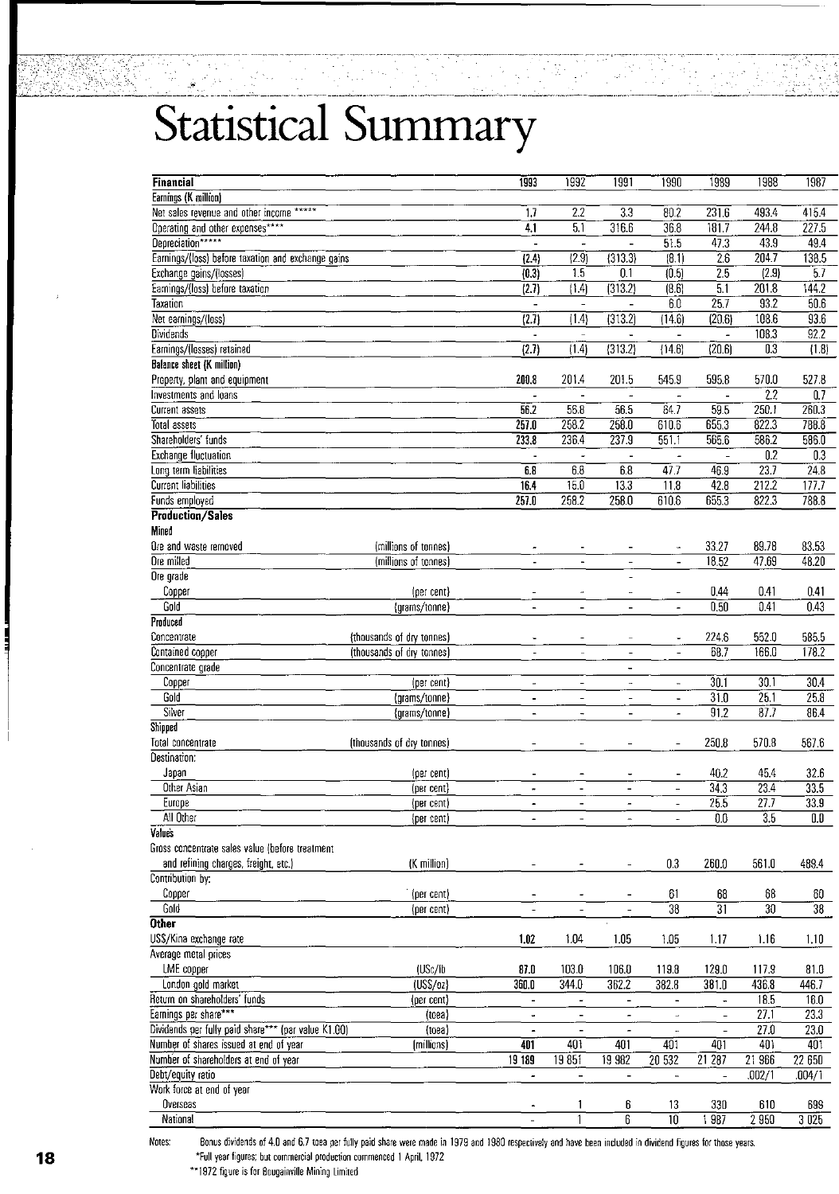# Statistical Summary

| Financial | | 1993 | 1992 | 1991 | 1990 | 1989 | 1988 | 1987 |
|---|---|---|---|---|---|---|---|---|
| **Earnings (K million)** | | | | | | | | |
| Net sales revenue and other income ***** | | 1.7 | 2.2 | 3.3 | 80.2 | 231.6 | 493.4 | 415.4 |
| Operating and other expenses**** | | 4.1 | 5.1 | 316.6 | 36.8 | 181.7 | 244.8 | 227.5 |
| Depreciation***** | | - | - | - | 51.5 | 47.3 | 43.9 | 49.4 |
| Earnings/(loss) before taxation and exchange gains | | (2.4) | (2.9) | (313.3) | (8.1) | 2.6 | 204.7 | 138.5 |
| Exchange gains/(losses) | | (0.3) | 1.5 | 0.1 | (0.5) | 2.5 | (2.9) | 5.7 |
| Earnings/(loss) before taxation | | (2.7) | (1.4) | (313.2) | (8.6) | 5.1 | 201.8 | 144.2 |
| Taxation | | - | - | - | 6.0 | 25.7 | 93.2 | 50.6 |
| Net earnings/(loss) | | (2.7) | (1.4) | (313.2) | (14.6) | (20.6) | 108.6 | 93.6 |
| Dividends | | - | - | - | - | - | 108.3 | 92.2 |
| Earnings/(losses) retained | | (2.7) | (1.4) | (313.2) | (14.6) | (20.6) | 0.3 | (1.8) |
| **Balance sheet (K million)** | | | | | | | | |
| Property, plant and equipment | | 200.8 | 201.4 | 201.5 | 545.9 | 595.8 | 570.0 | 527.8 |
| Investments and loans | | - | - | - | - | - | 2.2 | 0.7 |
| Current assets | | 56.2 | 56.8 | 56.5 | 64.7 | 59.5 | 250.1 | 260.3 |
| Total assets | | 257.0 | 258.2 | 258.0 | 610.6 | 655.3 | 822.3 | 788.8 |
| Shareholders' funds | | 233.8 | 236.4 | 237.9 | 551.1 | 565.6 | 586.2 | 586.0 |
| Exchange fluctuation | | - | - | - | - | - | 0.2 | 0.3 |
| Long term liabilities | | 6.8 | 6.8 | 6.8 | 47.7 | 46.9 | 23.7 | 24.8 |
| Current liabilities | | 16.4 | 15.0 | 13.3 | 11.8 | 42.8 | 212.2 | 177.7 |
| Funds employed | | 257.0 | 258.2 | 258.0 | 610.6 | 655.3 | 822.3 | 788.8 |
| **Production/Sales** | | | | | | | | |
| **Mined** | | | | | | | | |
| Ore and waste removed | (millions of tonnes) | - | - | - | - | 33.27 | 89.78 | 83.53 |
| Ore milled | (millions of tonnes) | - | - | - | - | 18.52 | 47.69 | 48.20 |
| Ore grade | | | | - | | | | |
| Copper | (per cent) | - | - | - | - | 0.44 | 0.41 | 0.41 |
| Gold | (grams/tonne) | - | - | - | - | 0.50 | 0.41 | 0.43 |
| **Produced** | | | | | | | | |
| Concentrate | (thousands of dry tonnes) | - | - | - | - | 224.6 | 552.0 | 585.5 |
| Contained copper | (thousands of dry tonnes) | - | - | - | - | 68.7 | 166.0 | 178.2 |
| Concentrate grade | | | | - | | | | |
| Copper | (per cent) | - | - | - | - | 30.1 | 30.1 | 30.4 |
| Gold | (grams/tonne) | - | - | - | - | 31.0 | 25.1 | 25.8 |
| Silver | (grams/tonne) | - | - | - | - | 91.2 | 87.7 | 86.4 |
| **Shipped** | | | | | | | | |
| Total concentrate | (thousands of dry tonnes) | - | - | - | - | 250.8 | 570.8 | 567.6 |
| Destination: | | | | | | | | |
| Japan | (per cent) | - | - | - | - | 40.2 | 45.4 | 32.6 |
| Other Asian | (per cent) | - | - | - | - | 34.3 | 23.4 | 33.5 |
| Europe | (per cent) | - | - | - | - | 25.5 | 27.7 | 33.9 |
| All Other | (per cent) | - | - | - | - | 0.0 | 3.5 | 0.0 |
| **Values** | | | | | | | | |
| Gross concentrate sales value (before treatment and refining charges, freight, etc.) | (K million) | - | - | - | 0.3 | 260.0 | 561.0 | 489.4 |
| Contribution by: | | | | | | | | |
| Copper | (per cent) | - | - | - | 61 | 68 | 68 | 60 |
| Gold | (per cent) | - | - | - | 38 | 31 | 30 | 38 |
| **Other** | | | | | | | | |
| US$/Kina exchange rate | | 1.02 | 1.04 | 1.05 | 1.05 | 1.17 | 1.16 | 1.10 |
| Average metal prices | | | | | | | | |
| LME copper | (USc/lb) | 87.0 | 103.0 | 106.0 | 119.8 | 129.0 | 117.9 | 81.0 |
| London gold market | (US$/oz) | 360.0 | 344.0 | 362.2 | 382.8 | 381.0 | 436.8 | 446.7 |
| Return on shareholders' funds | (per cent) | - | - | - | - | - | 18.5 | 16.0 |
| Earnings per share*** | (toea) | - | - | - | - | - | 27.1 | 23.3 |
| Dividends per fully paid share*** (par value K1.00) | (toea) | - | - | - | - | - | 27.0 | 23.0 |
| Number of shares issued at end of year | (millions) | 401 | 401 | 401 | 401 | 401 | 401 | 401 |
| Number of shareholders at end of year | | 19 189 | 19 851 | 19 982 | 20 532 | 21 287 | 21 966 | 22 650 |
| Debt/equity ratio | | - | - | - | - | - | .002/1 | .004/1 |
| Work force at end of year | | | | | | | | |
| Overseas | | - | 1 | 6 | 13 | 330 | 610 | 699 |
| National | | - | 1 | 6 | 10 | 1 987 | 2 950 | 3 025 |

Notes: Bonus dividends of 4.0 and 6.7 toea per fully paid share were made in 1979 and 1980 respectively and have been included in dividend figures for those years.

*Full year figures; but commercial production commenced 1 April, 1972

**1972 figure is for Bougainville Mining Limited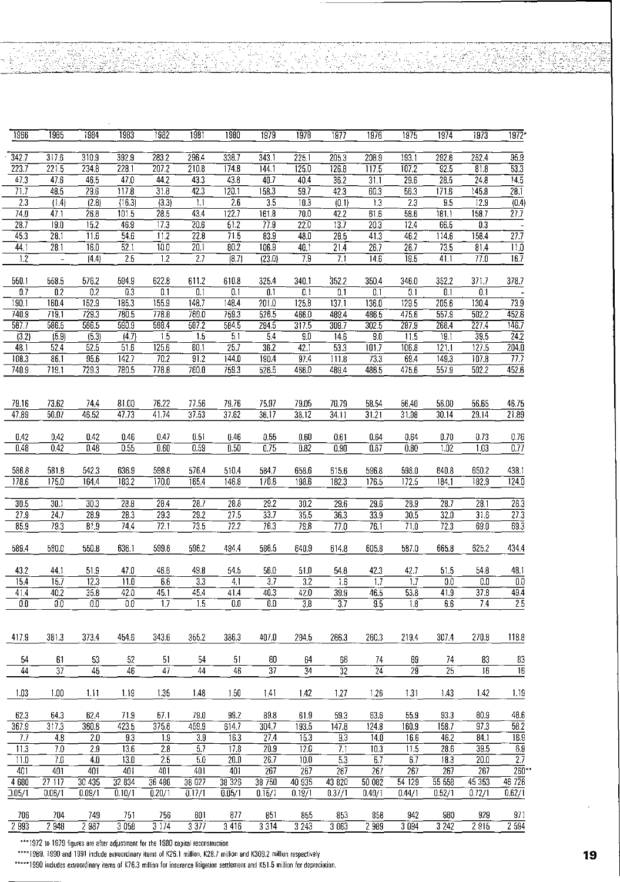| 1986 | 1985 | 1984 | 1983 | 1982 | 1981 | 1980 | 1979 | 1978 | 1977 | 1976 | 1975 | 1974 | 1973 | 1972* |
|---|---|---|---|---|---|---|---|---|---|---|---|---|---|---|
| 342.7 | 317.6 | 310.9 | 392.9 | 283.2 | 296.4 | 338.7 | 343.1 | 225.1 | 205.3 | 208.9 | 193.1 | 292.6 | 252.4 | 95.9 |
| 223.7 | 221.5 | 234.8 | 228.1 | 207.2 | 210.8 | 174.8 | 144.1 | 125.0 | 126.8 | 117.5 | 107.2 | 92.5 | 81.8 | 53.3 |
| 47.3 | 47.6 | 46.5 | 47.0 | 44.2 | 43.3 | 43.8 | 40.7 | 40.4 | 36.2 | 31.1 | 29.6 | 28.5 | 24.8 | 14.5 |
| 71.7 | 48.5 | 29.6 | 117.8 | 31.8 | 42.3 | 120.1 | 158.3 | 59.7 | 42.3 | 60.3 | 56.3 | 171.6 | 145.8 | 28.1 |
| 2.3 | (1.4) | (2.8) | (16.3) | (3.3) | 1.1 | 2.6 | 3.5 | 10.3 | (0.1) | 1.3 | 2.3 | 9.5 | 12.9 | (0.4) |
| 74.0 | 47.1 | 26.8 | 101.5 | 28.5 | 43.4 | 122.7 | 161.8 | 70.0 | 42.2 | 61.6 | 58.6 | 181.1 | 158.7 | 27.7 |
| 28.7 | 19.0 | 15.2 | 46.9 | 17.3 | 20.6 | 51.2 | 77.9 | 22.0 | 13.7 | 20.3 | 12.4 | 66.5 | 0.3 | - |
| 45.3 | 28.1 | 11.6 | 54.6 | 11.2 | 22.8 | 71.5 | 83.9 | 48.0 | 28.5 | 41.3 | 46.2 | 114.6 | 158.4 | 27.7 |
| 44.1 | 28.1 | 16.0 | 52.1 | 10.0 | 20.1 | 80.2 | 106.9 | 40.1 | 21.4 | 26.7 | 26.7 | 73.5 | 81.4 | 11.0 |
| 1.2 | - | (4.4) | 2.5 | 1.2 | 2.7 | (8.7) | (23.0) | 7.9 | 7.1 | 14.6 | 19.5 | 41.1 | 77.0 | 16.7 |
| | | | | | | | | | | | | | | |
| 560.1 | 558.5 | 576.2 | 594.9 | 622.8 | 611.2 | 610.8 | 325.4 | 340.1 | 352.2 | 350.4 | 346.0 | 352.2 | 371.7 | 378.7 |
| 0.7 | 0.2 | 0.2 | 0.3 | 0.1 | 0.1 | 0.1 | 0.1 | 0.1 | 0.1 | 0.1 | 0.1 | 0.1 | 0.1 | - |
| 190.1 | 160.4 | 152.9 | 185.3 | 155.9 | 148.7 | 148.4 | 201.0 | 125.8 | 137.1 | 136.0 | 129.5 | 205.6 | 130.4 | 73.9 |
| 740.9 | 719.1 | 729.3 | 780.5 | 778.8 | 760.0 | 759.3 | 526.5 | 466.0 | 489.4 | 486.5 | 475.6 | 557.9 | 502.2 | 452.6 |
| 587.7 | 586.5 | 586.5 | 590.9 | 588.4 | 587.2 | 584.5 | 294.5 | 317.5 | 309.7 | 302.5 | 287.9 | 268.4 | 227.4 | 146.7 |
| (3.2) | (5.9) | (5.3) | (4.7) | 1.5 | 1.5 | 5.1 | 5.4 | 9.0 | 14.6 | 9.0 | 11.5 | 19.1 | 39.5 | 24.2 |
| 48.1 | 52.4 | 52.5 | 51.6 | 125.6 | 80.1 | 25.7 | 36.2 | 42.1 | 53.3 | 101.7 | 106.8 | 121.1 | 127.5 | 204.0 |
| 108.3 | 86.1 | 95.6 | 142.7 | 70.2 | 91.2 | 144.0 | 190.4 | 97.4 | 111.8 | 73.3 | 69.4 | 149.3 | 107.8 | 77.7 |
| 740.9 | 719.1 | 729.3 | 780.5 | 778.8 | 760.0 | 759.3 | 526.5 | 466.0 | 489.4 | 486.5 | 475.6 | 557.9 | 502.2 | 452.6 |
| | | | | | | | | | | | | | | |
| 79.16 | 73.62 | 74.4 | 81.00 | 76.22 | 77.56 | 79.76 | 75.97 | 79.05 | 70.79 | 58.54 | 56.40 | 56.00 | 56.65 | 46.75 |
| 47.89 | 50.07 | 46.52 | 47.73 | 41.74 | 37.53 | 37.62 | 36.17 | 38.12 | 34.11 | 31.21 | 31.08 | 30.14 | 29.14 | 21.89 |
| | | | | | | | | | | | | | | |
| 0.42 | 0.42 | 0.42 | 0.46 | 0.47 | 0.51 | 0.46 | 0.55 | 0.60 | 0.61 | 0.64 | 0.64 | 0.70 | 0.73 | 0.76 |
| 0.48 | 0.42 | 0.48 | 0.55 | 0.60 | 0.59 | 0.50 | 0.75 | 0.82 | 0.90 | 0.87 | 0.80 | 1.02 | 1.03 | 0.77 |
| | | | | | | | | | | | | | | |
| 586.6 | 581.8 | 542.3 | 636.9 | 598.6 | 576.4 | 510.4 | 584.7 | 658.6 | 615.6 | 596.8 | 596.0 | 640.8 | 650.2 | 438.1 |
| 178.6 | 175.0 | 164.4 | 183.2 | 170.0 | 165.4 | 146.8 | 170.8 | 198.6 | 182.3 | 176.5 | 172.5 | 184.1 | 182.9 | 124.0 |
| | | | | | | | | | | | | | | |
| 30.5 | 30.1 | 30.3 | 28.8 | 28.4 | 28.7 | 28.8 | 29.2 | 30.2 | 29.6 | 29.6 | 28.9 | 28.7 | 28.1 | 26.3 |
| 27.9 | 24.7 | 28.9 | 28.3 | 29.3 | 29.2 | 27.5 | 33.7 | 35.5 | 36.3 | 33.9 | 30.5 | 32.0 | 31.6 | 27.3 |
| 85.9 | 79.3 | 81.9 | 74.4 | 72.1 | 73.5 | 72.2 | 76.3 | 79.8 | 77.0 | 76.1 | 71.0 | 72.3 | 69.0 | 69.3 |
| | | | | | | | | | | | | | | |
| 589.4 | 580.0 | 550.8 | 636.1 | 599.6 | 596.2 | 494.4 | 586.5 | 640.9 | 614.8 | 605.8 | 587.0 | 665.8 | 625.2 | 434.4 |
| | | | | | | | | | | | | | | |
| 43.2 | 44.1 | 51.9 | 47.0 | 46.6 | 49.8 | 54.5 | 56.0 | 51.0 | 54.8 | 42.3 | 42.7 | 51.5 | 54.8 | 48.1 |
| 15.4 | 15.7 | 12.3 | 11.0 | 6.6 | 3.3 | 4.1 | 3.7 | 3.2 | 1.6 | 1.7 | 1.7 | 0.0 | 0.0 | 0.0 |
| 41.4 | 40.2 | 35.8 | 42.0 | 45.1 | 45.4 | 41.4 | 40.3 | 42.0 | 39.9 | 46.5 | 53.8 | 41.9 | 37.8 | 49.4 |
| 0.0 | 0.0 | 0.0 | 0.0 | 1.7 | 1.5 | 0.0 | 0.0 | 3.8 | 3.7 | 9.5 | 1.8 | 6.6 | 7.4 | 2.5 |
| | | | | | | | | | | | | | | |
| 417.9 | 381.3 | 373.4 | 454.6 | 343.6 | 365.2 | 386.3 | 407.0 | 294.5 | 266.3 | 260.3 | 219.4 | 307.4 | 270.8 | 118.8 |
| | | | | | | | | | | | | | | |
| 54 | 61 | 53 | 52 | 51 | 54 | 51 | 60 | 64 | 66 | 74 | 69 | 74 | 83 | 83 |
| 44 | 37 | 45 | 46 | 47 | 44 | 46 | 37 | 34 | 32 | 24 | 29 | 25 | 16 | 16 |
| | | | | | | | | | | | | | | |
| 1.03 | 1.00 | 1.11 | 1.19 | 1.35 | 1.48 | 1.50 | 1.41 | 1.42 | 1.27 | 1.26 | 1.31 | 1.43 | 1.42 | 1.19 |
| | | | | | | | | | | | | | | |
| 62.3 | 64.3 | 62.4 | 71.9 | 67.1 | 79.0 | 99.2 | 89.8 | 61.9 | 59.3 | 63.6 | 55.9 | 93.3 | 80.9 | 48.6 |
| 367.9 | 317.3 | 360.8 | 423.5 | 375.6 | 459.9 | 614.7 | 304.7 | 193.5 | 147.8 | 124.8 | 160.9 | 158.7 | 97.3 | 58.2 |
| 7.7 | 4.8 | 2.0 | 9.3 | 1.9 | 3.9 | 16.3 | 27.4 | 15.3 | 9.3 | 14.0 | 16.6 | 46.2 | 84.1 | 18.9 |
| 11.3 | 7.0 | 2.9 | 13.6 | 2.8 | 5.7 | 17.8 | 20.9 | 12.0 | 7.1 | 10.3 | 11.5 | 28.6 | 39.5 | 6.9 |
| 11.0 | 7.0 | 4.0 | 13.0 | 2.5 | 5.0 | 20.0 | 26.7 | 10.0 | 5.3 | 6.7 | 6.7 | 18.3 | 20.0 | 2.7 |
| 401 | 401 | 401 | 401 | 401 | 401 | 401 | 267 | 267 | 267 | 267 | 267 | 267 | 267 | 260** |
| 4 680 | 27 117 | 30 435 | 32 834 | 36 486 | 36 027 | 38 326 | 38 750 | 40 935 | 43 820 | 50 062 | 54 129 | 55 558 | 45 363 | 46 726 |
| 0.05/1 | 0.06/1 | 0.09/1 | 0.10/1 | 0.20/1 | 0.17/1 | 0.05/1 | 0.16/1 | 0.19/1 | 0.37/1 | 0.40/1 | 0.44/1 | 0.52/1 | 0.72/1 | 0.62/1 |
| | | | | | | | | | | | | | | |
| 706 | 704 | 749 | 751 | 756 | 801 | 877 | 851 | 855 | 853 | 858 | 942 | 980 | 929 | 971 |
| 2 993 | 2 948 | 2 987 | 3 058 | 3 174 | 3 377 | 3 416 | 3 314 | 3 243 | 3 063 | 2 989 | 3 094 | 3 242 | 2 915 | 2 594 |

***1972 to 1979 figures are after adjustment for the 1980 capital reconstruction

****1989, 1990 and 1991 include extraordinary items of K26.1 million, K28.7 million and K309.2 million respectively

*****1990 includes extraordinary items of K76.3 million for insurance litigation settlement and K51.5 million for depreciation.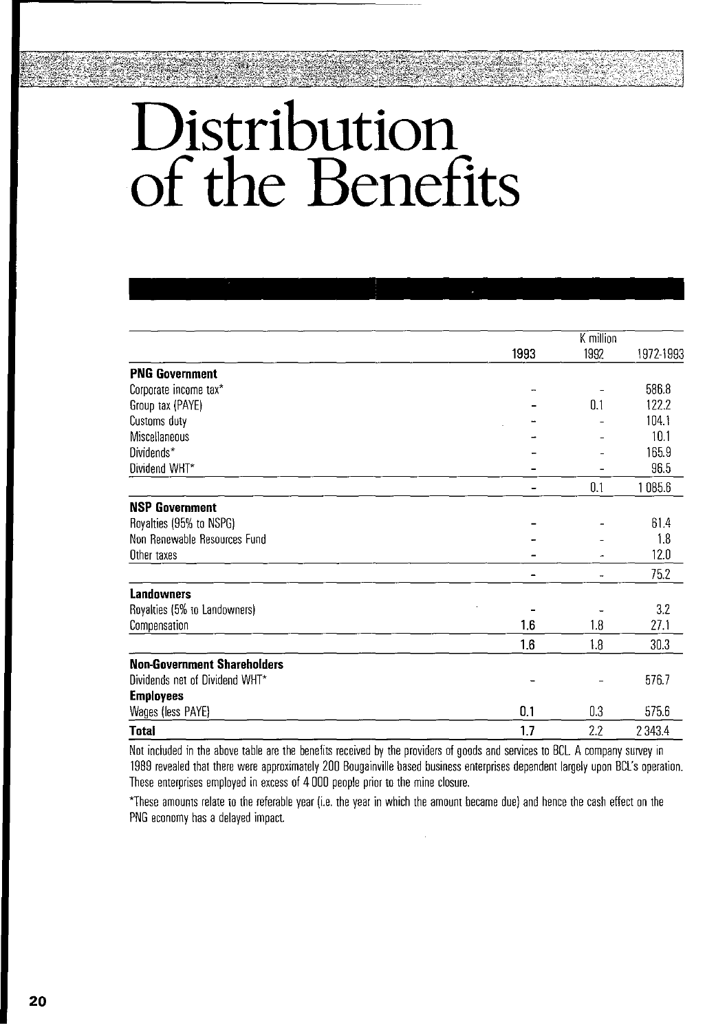# Distribution of the Benefits

| | K million | | |
|---|---|---|---|
| | 1993 | 1992 | 1972-1993 |
| **PNG Government** | | | |
| Corporate income tax* | - | - | 586.8 |
| Group tax (PAYE) | - | 0.1 | 122.2 |
| Customs duty | - | - | 104.1 |
| Miscellaneous | - | - | 10.1 |
| Dividends* | - | - | 165.9 |
| Dividend WHT* | - | - | 96.5 |
| | - | 0.1 | 1 085.6 |
| **NSP Government** | | | |
| Royalties (95% to NSPG) | - | - | 61.4 |
| Non Renewable Resources Fund | - | - | 1.8 |
| Other taxes | - | - | 12.0 |
| | - | - | 75.2 |
| **Landowners** | | | |
| Royalties (5% to Landowners) | - | - | 3.2 |
| Compensation | 1.6 | 1.8 | 27.1 |
| | 1.6 | 1.8 | 30.3 |
| **Non-Government Shareholders** | | | |
| Dividends net of Dividend WHT* | - | - | 576.7 |
| **Employees** | | | |
| Wages (less PAYE) | 0.1 | 0.3 | 575.6 |
| **Total** | 1.7 | 2.2 | 2 343.4 |

Not included in the above table are the benefits received by the providers of goods and services to BCL. A company survey in 1989 revealed that there were approximately 200 Bougainville based business enterprises dependent largely upon BCL's operation. These enterprises employed in excess of 4 000 people prior to the mine closure.

*These amounts relate to the referable year (i.e. the year in which the amount became due) and hence the cash effect on the PNG economy has a delayed impact.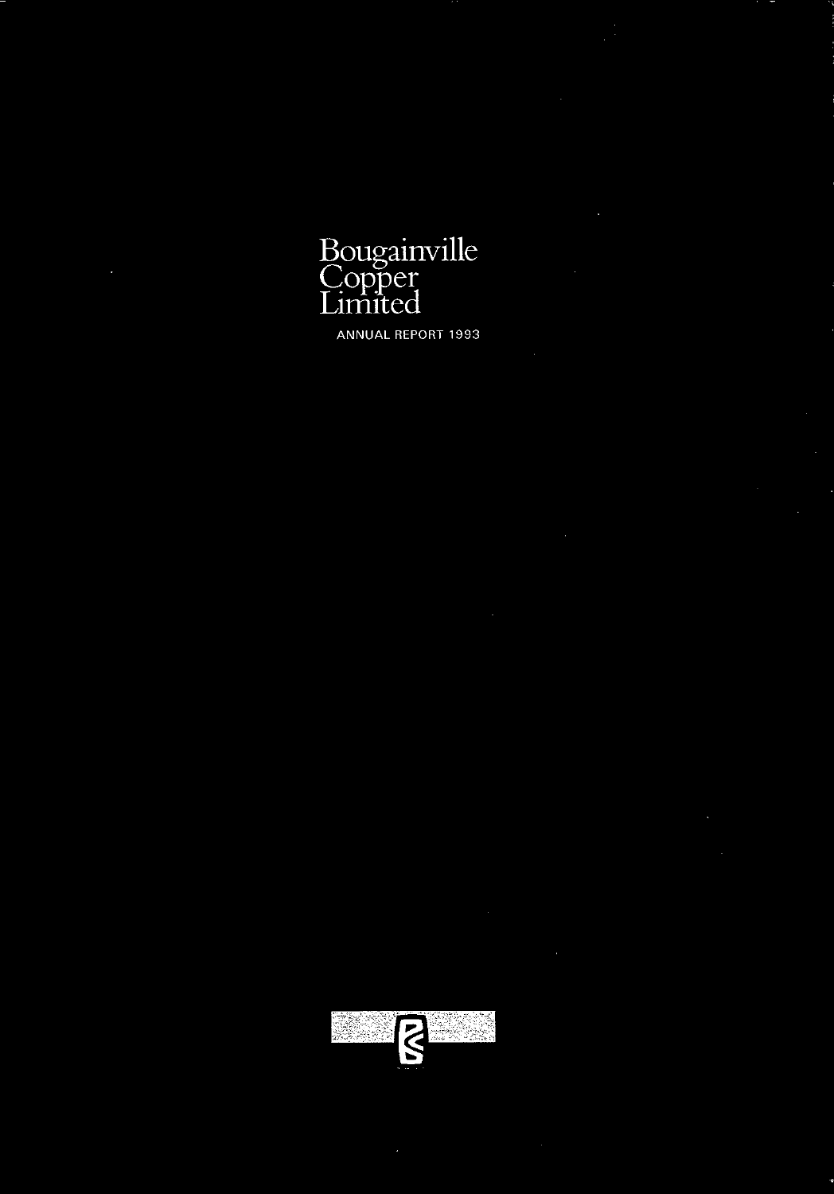Bougainville
Copper
Limited

ANNUAL REPORT 1993